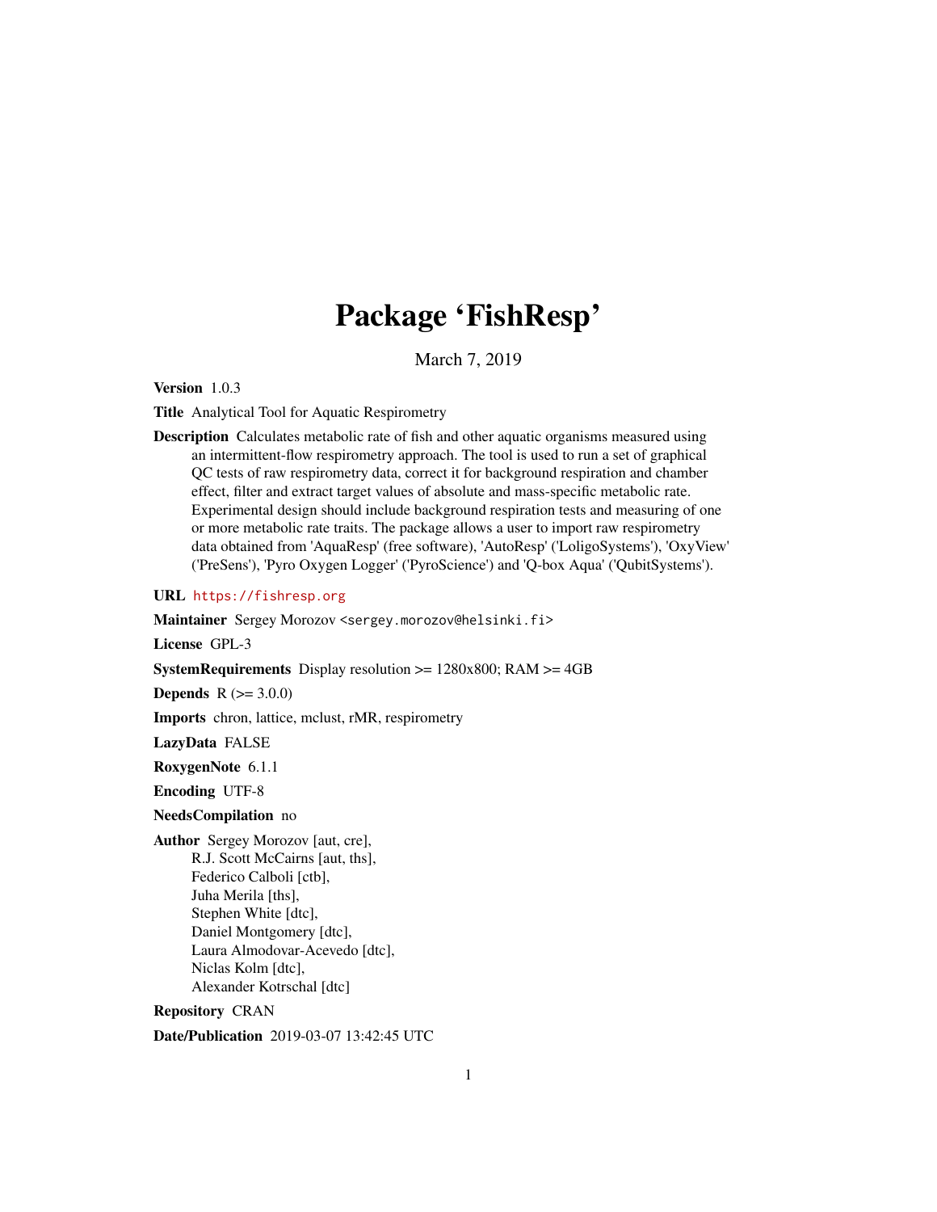# Package 'FishResp'

March 7, 2019

**Version** 1.0.3

**Title** Analytical Tool for Aquatic Respirometry

**Description** Calculates metabolic rate of fish and other aquatic organisms measured using an intermittent-flow respirometry approach. The tool is used to run a set of graphical QC tests of raw respirometry data, correct it for background respiration and chamber effect, filter and extract target values of absolute and mass-specific metabolic rate. Experimental design should include background respiration tests and measuring of one or more metabolic rate traits. The package allows a user to import raw respirometry data obtained from 'AquaResp' (free software), 'AutoResp' ('LoligoSystems'), 'OxyView' ('PreSens'), 'Pyro Oxygen Logger' ('PyroScience') and 'Q-box Aqua' ('QubitSystems').

**URL** https://fishresp.org

**Maintainer** Sergey Morozov <sergey.morozov@helsinki.fi>

**License** GPL-3

**SystemRequirements** Display resolution >= 1280x800; RAM >= 4GB

**Depends** R (>= 3.0.0)

**Imports** chron, lattice, mclust, rMR, respirometry

**LazyData** FALSE

**RoxygenNote** 6.1.1

**Encoding** UTF-8

**NeedsCompilation** no

**Author** Sergey Morozov [aut, cre],
R.J. Scott McCairns [aut, ths],
Federico Calboli [ctb],
Juha Merila [ths],
Stephen White [dtc],
Daniel Montgomery [dtc],
Laura Almodovar-Acevedo [dtc],
Niclas Kolm [dtc],
Alexander Kotrschal [dtc]

**Repository** CRAN

**Date/Publication** 2019-03-07 13:42:45 UTC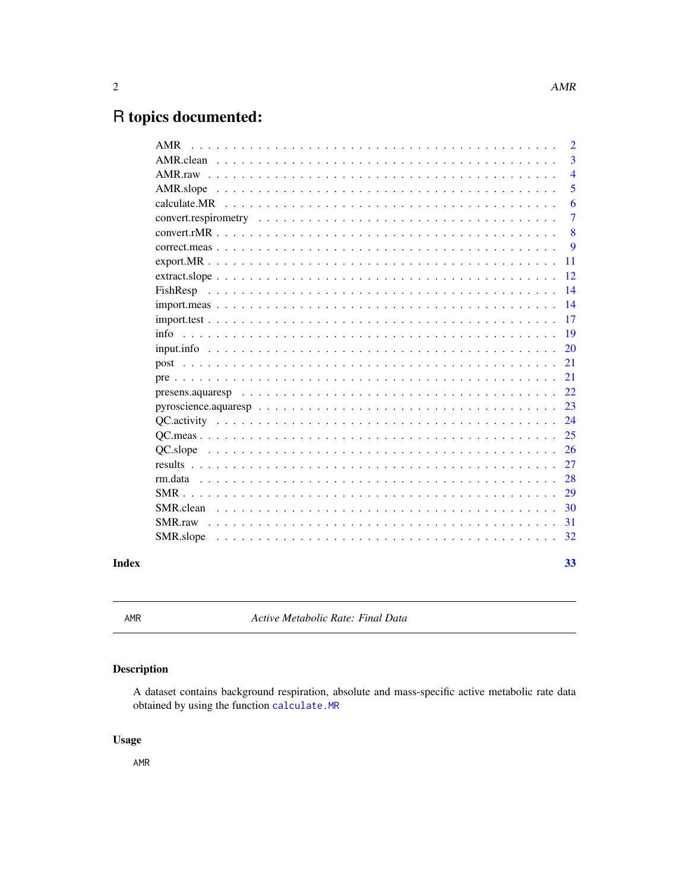# R topics documented:

| | |
|---|---|
| AMR | 2 |
| AMR.clean | 3 |
| AMR.raw | 4 |
| AMR.slope | 5 |
| calculate.MR | 6 |
| convert.respirometry | 7 |
| convert.rMR | 8 |
| correct.meas | 9 |
| export.MR | 11 |
| extract.slope | 12 |
| FishResp | 14 |
| import.meas | 14 |
| import.test | 17 |
| info | 19 |
| input.info | 20 |
| post | 21 |
| pre | 21 |
| presens.aquaresp | 22 |
| pyroscience.aquaresp | 23 |
| QC.activity | 24 |
| QC.meas | 25 |
| QC.slope | 26 |
| results | 27 |
| rm.data | 28 |
| SMR | 29 |
| SMR.clean | 30 |
| SMR.raw | 31 |
| SMR.slope | 32 |

**Index** 33

---

`AMR` *Active Metabolic Rate: Final Data*

---

## Description

A dataset contains background respiration, absolute and mass-specific active metabolic rate data obtained by using the function `calculate.MR`

## Usage

```
AMR
```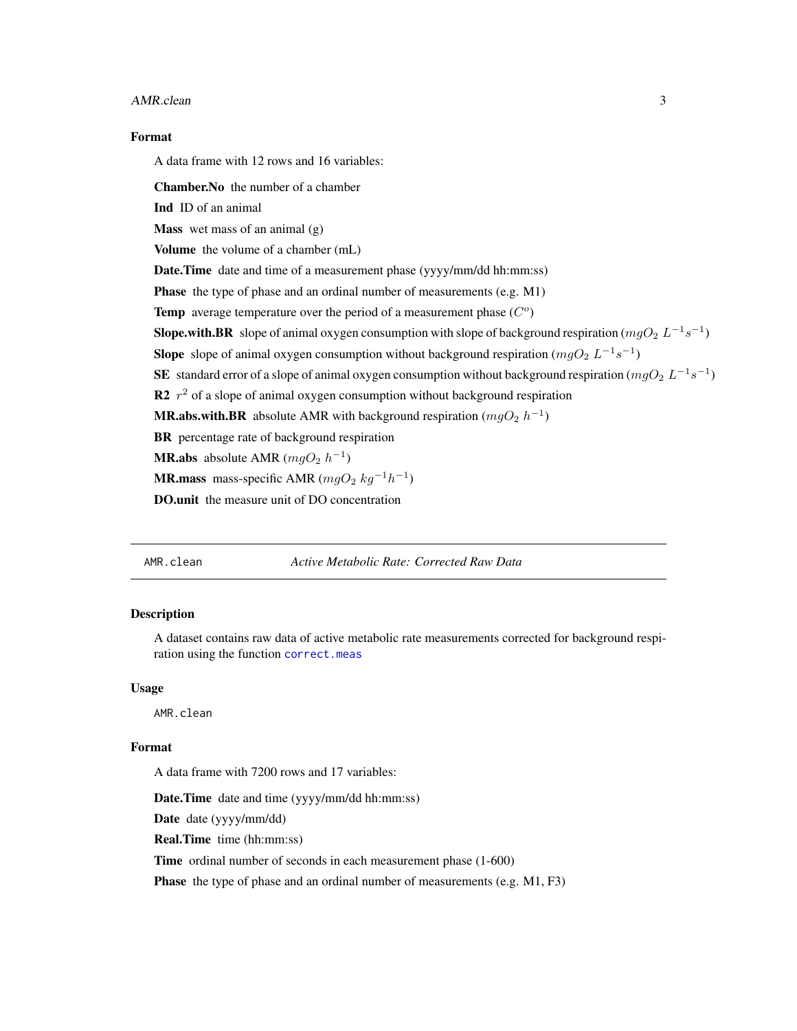### Format

A data frame with 12 rows and 16 variables:

**Chamber.No** the number of a chamber

**Ind** ID of an animal

**Mass** wet mass of an animal (g)

**Volume** the volume of a chamber (mL)

**Date.Time** date and time of a measurement phase (yyyy/mm/dd hh:mm:ss)

**Phase** the type of phase and an ordinal number of measurements (e.g. M1)

**Temp** average temperature over the period of a measurement phase ($C^o$)

**Slope.with.BR** slope of animal oxygen consumption with slope of background respiration ($mgO_2\ L^{-1}s^{-1}$)

**Slope** slope of animal oxygen consumption without background respiration ($mgO_2\ L^{-1}s^{-1}$)

**SE** standard error of a slope of animal oxygen consumption without background respiration ($mgO_2\ L^{-1}s^{-1}$)

**R2** $r^2$ of a slope of animal oxygen consumption without background respiration

**MR.abs.with.BR** absolute AMR with background respiration ($mgO_2\ h^{-1}$)

**BR** percentage rate of background respiration

**MR.abs** absolute AMR ($mgO_2\ h^{-1}$)

**MR.mass** mass-specific AMR ($mgO_2\ kg^{-1}h^{-1}$)

**DO.unit** the measure unit of DO concentration

---

## AMR.clean — *Active Metabolic Rate: Corrected Raw Data*

### Description

A dataset contains raw data of active metabolic rate measurements corrected for background respiration using the function `correct.meas`

### Usage

```
AMR.clean
```

### Format

A data frame with 7200 rows and 17 variables:

**Date.Time** date and time (yyyy/mm/dd hh:mm:ss)

**Date** date (yyyy/mm/dd)

**Real.Time** time (hh:mm:ss)

**Time** ordinal number of seconds in each measurement phase (1-600)

**Phase** the type of phase and an ordinal number of measurements (e.g. M1, F3)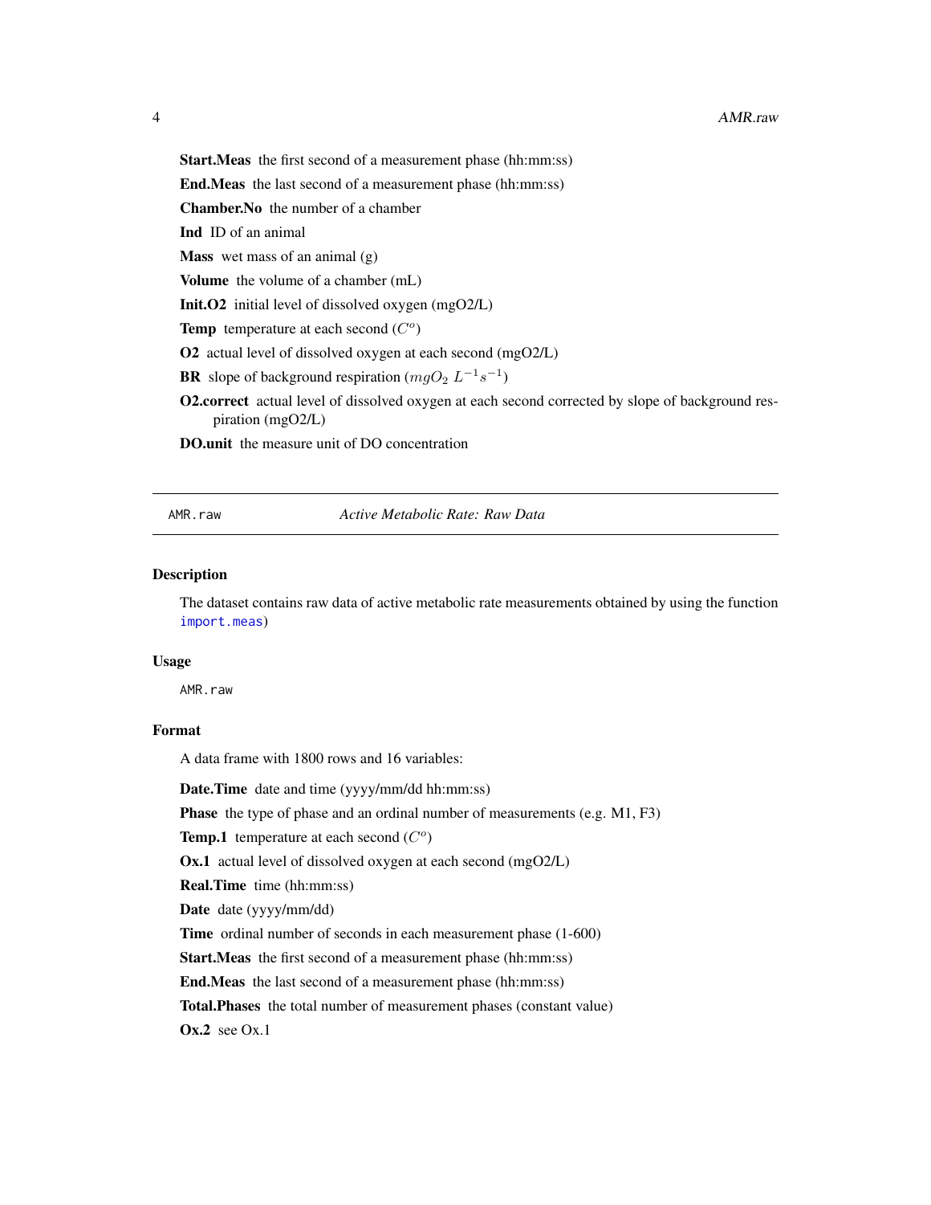**Start.Meas** the first second of a measurement phase (hh:mm:ss)

**End.Meas** the last second of a measurement phase (hh:mm:ss)

**Chamber.No** the number of a chamber

**Ind** ID of an animal

**Mass** wet mass of an animal (g)

**Volume** the volume of a chamber (mL)

**Init.O2** initial level of dissolved oxygen (mgO2/L)

**Temp** temperature at each second ($C^o$)

**O2** actual level of dissolved oxygen at each second (mgO2/L)

**BR** slope of background respiration ($mgO_2\ L^{-1}s^{-1}$)

**O2.correct** actual level of dissolved oxygen at each second corrected by slope of background respiration (mgO2/L)

**DO.unit** the measure unit of DO concentration

---

## AMR.raw — *Active Metabolic Rate: Raw Data*

### Description

The dataset contains raw data of active metabolic rate measurements obtained by using the function `import.meas`)

### Usage

```
AMR.raw
```

### Format

A data frame with 1800 rows and 16 variables:

**Date.Time** date and time (yyyy/mm/dd hh:mm:ss)

**Phase** the type of phase and an ordinal number of measurements (e.g. M1, F3)

**Temp.1** temperature at each second ($C^o$)

**Ox.1** actual level of dissolved oxygen at each second (mgO2/L)

**Real.Time** time (hh:mm:ss)

**Date** date (yyyy/mm/dd)

**Time** ordinal number of seconds in each measurement phase (1-600)

**Start.Meas** the first second of a measurement phase (hh:mm:ss)

**End.Meas** the last second of a measurement phase (hh:mm:ss)

**Total.Phases** the total number of measurement phases (constant value)

**Ox.2** see Ox.1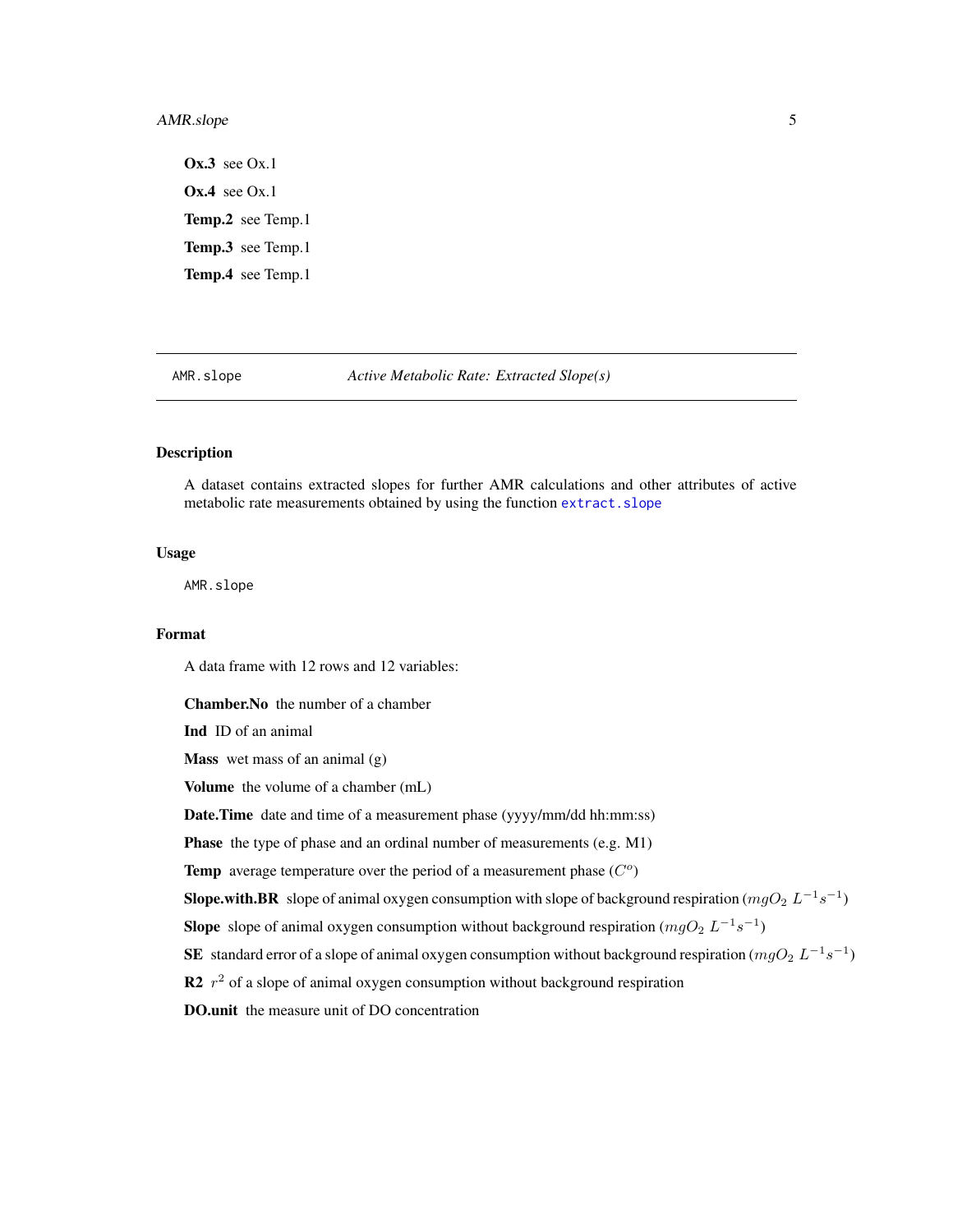**Ox.3** see Ox.1

**Ox.4** see Ox.1

**Temp.2** see Temp.1

**Temp.3** see Temp.1

**Temp.4** see Temp.1

---

AMR.slope — *Active Metabolic Rate: Extracted Slope(s)*

---

### Description

A dataset contains extracted slopes for further AMR calculations and other attributes of active metabolic rate measurements obtained by using the function `extract.slope`

### Usage

```
AMR.slope
```

### Format

A data frame with 12 rows and 12 variables:

**Chamber.No** the number of a chamber

**Ind** ID of an animal

**Mass** wet mass of an animal (g)

**Volume** the volume of a chamber (mL)

**Date.Time** date and time of a measurement phase (yyyy/mm/dd hh:mm:ss)

**Phase** the type of phase and an ordinal number of measurements (e.g. M1)

**Temp** average temperature over the period of a measurement phase ($C^o$)

**Slope.with.BR** slope of animal oxygen consumption with slope of background respiration ($mgO_2\ L^{-1}s^{-1}$)

**Slope** slope of animal oxygen consumption without background respiration ($mgO_2\ L^{-1}s^{-1}$)

**SE** standard error of a slope of animal oxygen consumption without background respiration ($mgO_2\ L^{-1}s^{-1}$)

**R2** $r^2$ of a slope of animal oxygen consumption without background respiration

**DO.unit** the measure unit of DO concentration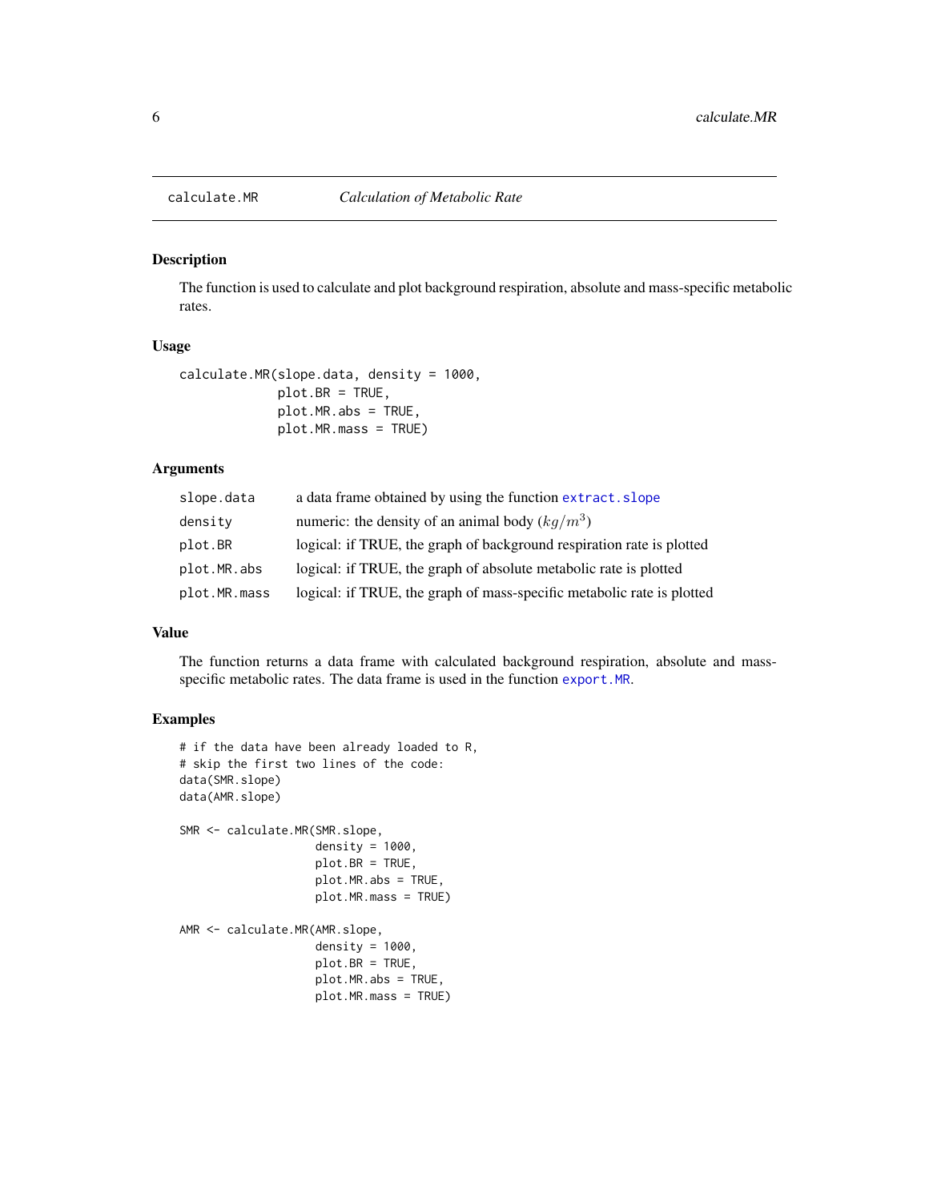## calculate.MR — *Calculation of Metabolic Rate*

### Description

The function is used to calculate and plot background respiration, absolute and mass-specific metabolic rates.

### Usage

```
calculate.MR(slope.data, density = 1000,
             plot.BR = TRUE,
             plot.MR.abs = TRUE,
             plot.MR.mass = TRUE)
```

### Arguments

| | |
|---|---|
| `slope.data` | a data frame obtained by using the function `extract.slope` |
| `density` | numeric: the density of an animal body ($kg/m^3$) |
| `plot.BR` | logical: if TRUE, the graph of background respiration rate is plotted |
| `plot.MR.abs` | logical: if TRUE, the graph of absolute metabolic rate is plotted |
| `plot.MR.mass` | logical: if TRUE, the graph of mass-specific metabolic rate is plotted |

### Value

The function returns a data frame with calculated background respiration, absolute and mass-specific metabolic rates. The data frame is used in the function `export.MR`.

### Examples

```
# if the data have been already loaded to R,
# skip the first two lines of the code:
data(SMR.slope)
data(AMR.slope)

SMR <- calculate.MR(SMR.slope,
                    density = 1000,
                    plot.BR = TRUE,
                    plot.MR.abs = TRUE,
                    plot.MR.mass = TRUE)

AMR <- calculate.MR(AMR.slope,
                    density = 1000,
                    plot.BR = TRUE,
                    plot.MR.abs = TRUE,
                    plot.MR.mass = TRUE)
```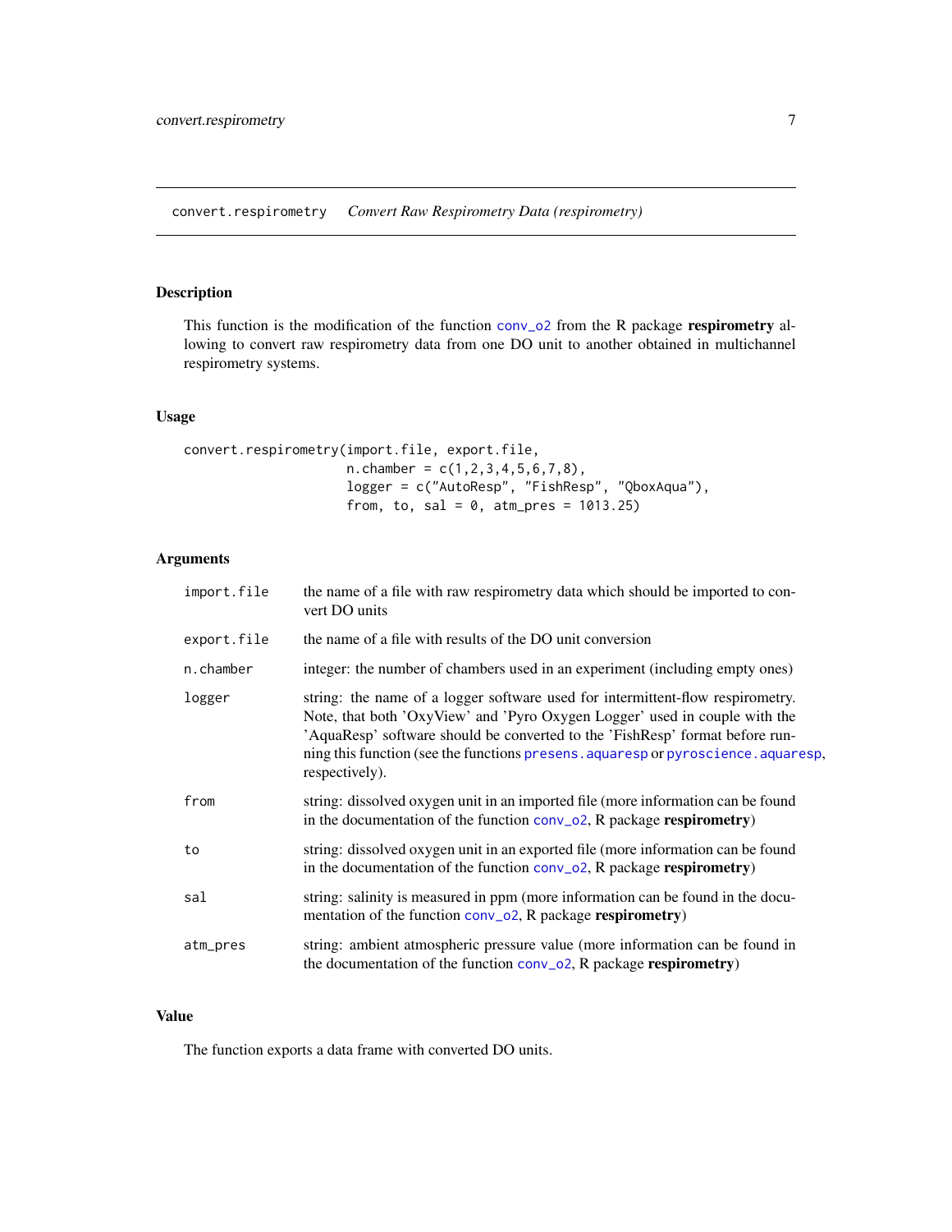convert.respirometry *Convert Raw Respirometry Data (respirometry)*

## Description

This function is the modification of the function conv_o2 from the R package **respirometry** allowing to convert raw respirometry data from one DO unit to another obtained in multichannel respirometry systems.

## Usage

```
convert.respirometry(import.file, export.file,
                     n.chamber = c(1,2,3,4,5,6,7,8),
                     logger = c("AutoResp", "FishResp", "QboxAqua"),
                     from, to, sal = 0, atm_pres = 1013.25)
```

## Arguments

| | |
|---|---|
| import.file | the name of a file with raw respirometry data which should be imported to convert DO units |
| export.file | the name of a file with results of the DO unit conversion |
| n.chamber | integer: the number of chambers used in an experiment (including empty ones) |
| logger | string: the name of a logger software used for intermittent-flow respirometry. Note, that both 'OxyView' and 'Pyro Oxygen Logger' used in couple with the 'AquaResp' software should be converted to the 'FishResp' format before running this function (see the functions presens.aquaresp or pyroscience.aquaresp, respectively). |
| from | string: dissolved oxygen unit in an imported file (more information can be found in the documentation of the function conv_o2, R package **respirometry**) |
| to | string: dissolved oxygen unit in an exported file (more information can be found in the documentation of the function conv_o2, R package **respirometry**) |
| sal | string: salinity is measured in ppm (more information can be found in the documentation of the function conv_o2, R package **respirometry**) |
| atm_pres | string: ambient atmospheric pressure value (more information can be found in the documentation of the function conv_o2, R package **respirometry**) |

## Value

The function exports a data frame with converted DO units.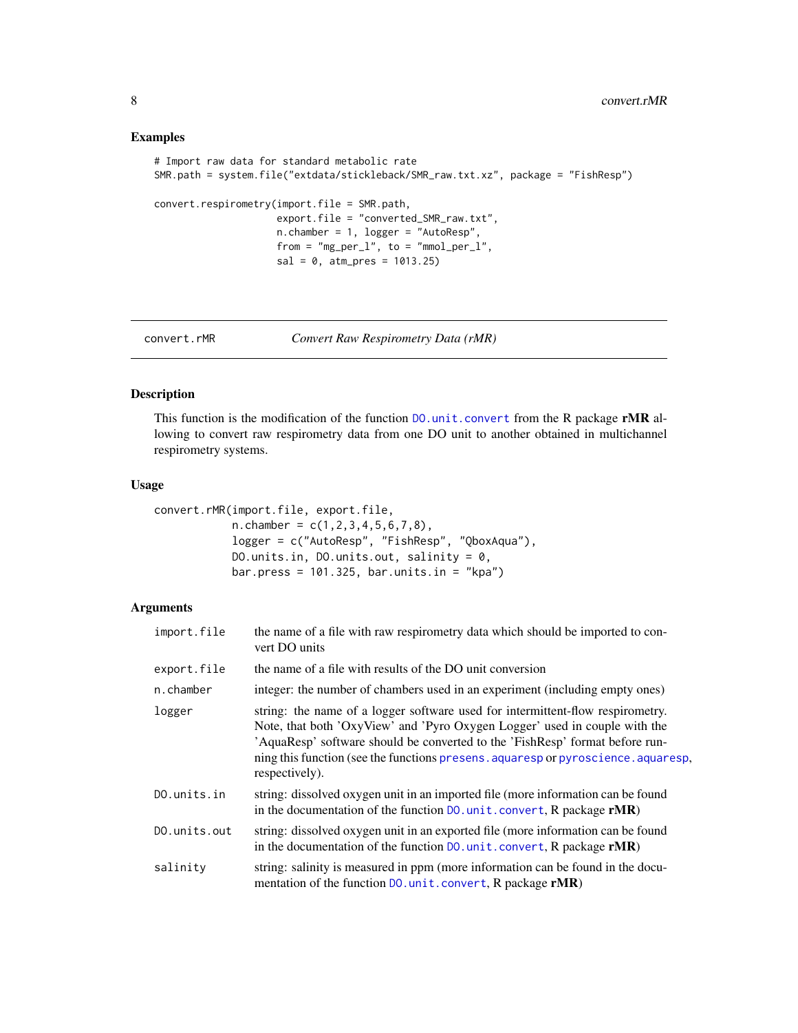## Examples

```
# Import raw data for standard metabolic rate
SMR.path = system.file("extdata/stickleback/SMR_raw.txt.xz", package = "FishResp")

convert.respirometry(import.file = SMR.path,
                     export.file = "converted_SMR_raw.txt",
                     n.chamber = 1, logger = "AutoResp",
                     from = "mg_per_l", to = "mmol_per_l",
                     sal = 0, atm_pres = 1013.25)
```

---

`convert.rMR` *Convert Raw Respirometry Data (rMR)*

---

## Description

This function is the modification of the function `DO.unit.convert` from the R package **rMR** allowing to convert raw respirometry data from one DO unit to another obtained in multichannel respirometry systems.

## Usage

```
convert.rMR(import.file, export.file,
            n.chamber = c(1,2,3,4,5,6,7,8),
            logger = c("AutoResp", "FishResp", "QboxAqua"),
            DO.units.in, DO.units.out, salinity = 0,
            bar.press = 101.325, bar.units.in = "kpa")
```

## Arguments

| | |
|---|---|
| `import.file` | the name of a file with raw respirometry data which should be imported to convert DO units |
| `export.file` | the name of a file with results of the DO unit conversion |
| `n.chamber` | integer: the number of chambers used in an experiment (including empty ones) |
| `logger` | string: the name of a logger software used for intermittent-flow respirometry. Note, that both 'OxyView' and 'Pyro Oxygen Logger' used in couple with the 'AquaResp' software should be converted to the 'FishResp' format before running this function (see the functions `presens.aquaresp` or `pyroscience.aquaresp`, respectively). |
| `DO.units.in` | string: dissolved oxygen unit in an imported file (more information can be found in the documentation of the function `DO.unit.convert`, R package **rMR**) |
| `DO.units.out` | string: dissolved oxygen unit in an exported file (more information can be found in the documentation of the function `DO.unit.convert`, R package **rMR**) |
| `salinity` | string: salinity is measured in ppm (more information can be found in the documentation of the function `DO.unit.convert`, R package **rMR**) |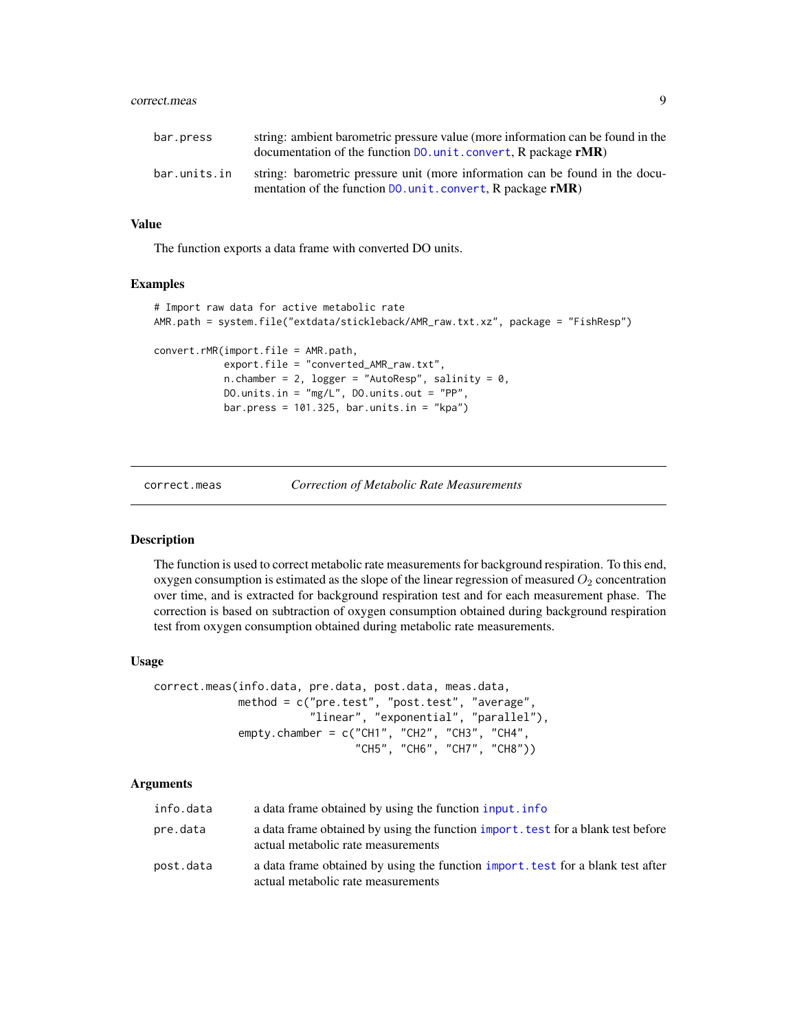| | |
|---|---|
| bar.press | string: ambient barometric pressure value (more information can be found in the documentation of the function DO.unit.convert, R package **rMR**) |
| bar.units.in | string: barometric pressure unit (more information can be found in the documentation of the function DO.unit.convert, R package **rMR**) |

### Value

The function exports a data frame with converted DO units.

### Examples

```
# Import raw data for active metabolic rate
AMR.path = system.file("extdata/stickleback/AMR_raw.txt.xz", package = "FishResp")

convert.rMR(import.file = AMR.path,
            export.file = "converted_AMR_raw.txt",
            n.chamber = 2, logger = "AutoResp", salinity = 0,
            DO.units.in = "mg/L", DO.units.out = "PP",
            bar.press = 101.325, bar.units.in = "kpa")
```

---

## correct.meas    *Correction of Metabolic Rate Measurements*

### Description

The function is used to correct metabolic rate measurements for background respiration. To this end, oxygen consumption is estimated as the slope of the linear regression of measured $O_2$ concentration over time, and is extracted for background respiration test and for each measurement phase. The correction is based on subtraction of oxygen consumption obtained during background respiration test from oxygen consumption obtained during metabolic rate measurements.

### Usage

```
correct.meas(info.data, pre.data, post.data, meas.data,
             method = c("pre.test", "post.test", "average",
                        "linear", "exponential", "parallel"),
             empty.chamber = c("CH1", "CH2", "CH3", "CH4",
                               "CH5", "CH6", "CH7", "CH8"))
```

### Arguments

| | |
|---|---|
| info.data | a data frame obtained by using the function input.info |
| pre.data | a data frame obtained by using the function import.test for a blank test before actual metabolic rate measurements |
| post.data | a data frame obtained by using the function import.test for a blank test after actual metabolic rate measurements |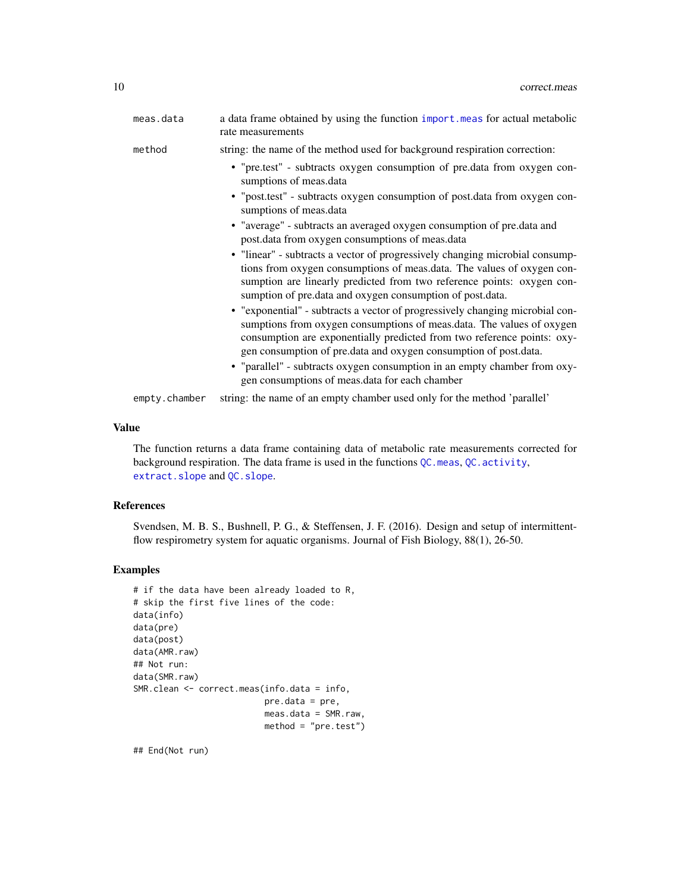| | |
|---|---|
| meas.data | a data frame obtained by using the function import.meas for actual metabolic rate measurements |
| method | string: the name of the method used for background respiration correction: |
| empty.chamber | string: the name of an empty chamber used only for the method 'parallel' |

Methods:

- "pre.test" - subtracts oxygen consumption of pre.data from oxygen consumptions of meas.data
- "post.test" - subtracts oxygen consumption of post.data from oxygen consumptions of meas.data
- "average" - subtracts an averaged oxygen consumption of pre.data and post.data from oxygen consumptions of meas.data
- "linear" - subtracts a vector of progressively changing microbial consumptions from oxygen consumptions of meas.data. The values of oxygen consumption are linearly predicted from two reference points: oxygen consumption of pre.data and oxygen consumption of post.data.
- "exponential" - subtracts a vector of progressively changing microbial consumptions from oxygen consumptions of meas.data. The values of oxygen consumption are exponentially predicted from two reference points: oxygen consumption of pre.data and oxygen consumption of post.data.
- "parallel" - subtracts oxygen consumption in an empty chamber from oxygen consumptions of meas.data for each chamber

## Value

The function returns a data frame containing data of metabolic rate measurements corrected for background respiration. The data frame is used in the functions QC.meas, QC.activity, extract.slope and QC.slope.

## References

Svendsen, M. B. S., Bushnell, P. G., & Steffensen, J. F. (2016). Design and setup of intermittent-flow respirometry system for aquatic organisms. Journal of Fish Biology, 88(1), 26-50.

## Examples

```
# if the data have been already loaded to R,
# skip the first five lines of the code:
data(info)
data(pre)
data(post)
data(AMR.raw)
## Not run:
data(SMR.raw)
SMR.clean <- correct.meas(info.data = info,
                          pre.data = pre,
                          meas.data = SMR.raw,
                          method = "pre.test")

## End(Not run)
```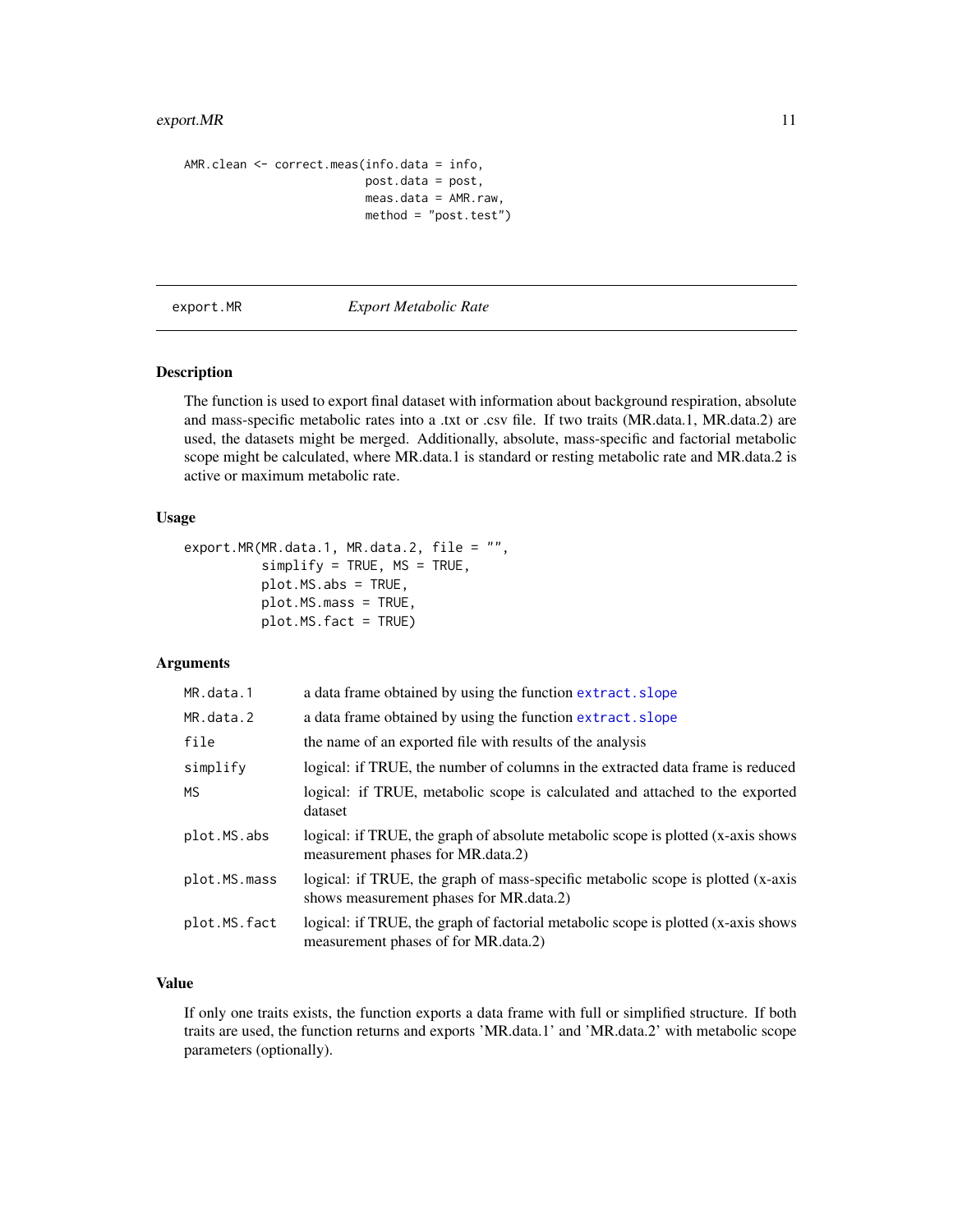```
AMR.clean <- correct.meas(info.data = info,
                          post.data = post,
                          meas.data = AMR.raw,
                          method = "post.test")
```

## export.MR *Export Metabolic Rate*

### Description

The function is used to export final dataset with information about background respiration, absolute and mass-specific metabolic rates into a .txt or .csv file. If two traits (MR.data.1, MR.data.2) are used, the datasets might be merged. Additionally, absolute, mass-specific and factorial metabolic scope might be calculated, where MR.data.1 is standard or resting metabolic rate and MR.data.2 is active or maximum metabolic rate.

### Usage

```
export.MR(MR.data.1, MR.data.2, file = "",
          simplify = TRUE, MS = TRUE,
          plot.MS.abs = TRUE,
          plot.MS.mass = TRUE,
          plot.MS.fact = TRUE)
```

### Arguments

| | |
|---|---|
| `MR.data.1` | a data frame obtained by using the function `extract.slope` |
| `MR.data.2` | a data frame obtained by using the function `extract.slope` |
| `file` | the name of an exported file with results of the analysis |
| `simplify` | logical: if TRUE, the number of columns in the extracted data frame is reduced |
| `MS` | logical: if TRUE, metabolic scope is calculated and attached to the exported dataset |
| `plot.MS.abs` | logical: if TRUE, the graph of absolute metabolic scope is plotted (x-axis shows measurement phases for MR.data.2) |
| `plot.MS.mass` | logical: if TRUE, the graph of mass-specific metabolic scope is plotted (x-axis shows measurement phases for MR.data.2) |
| `plot.MS.fact` | logical: if TRUE, the graph of factorial metabolic scope is plotted (x-axis shows measurement phases of for MR.data.2) |

### Value

If only one traits exists, the function exports a data frame with full or simplified structure. If both traits are used, the function returns and exports 'MR.data.1' and 'MR.data.2' with metabolic scope parameters (optionally).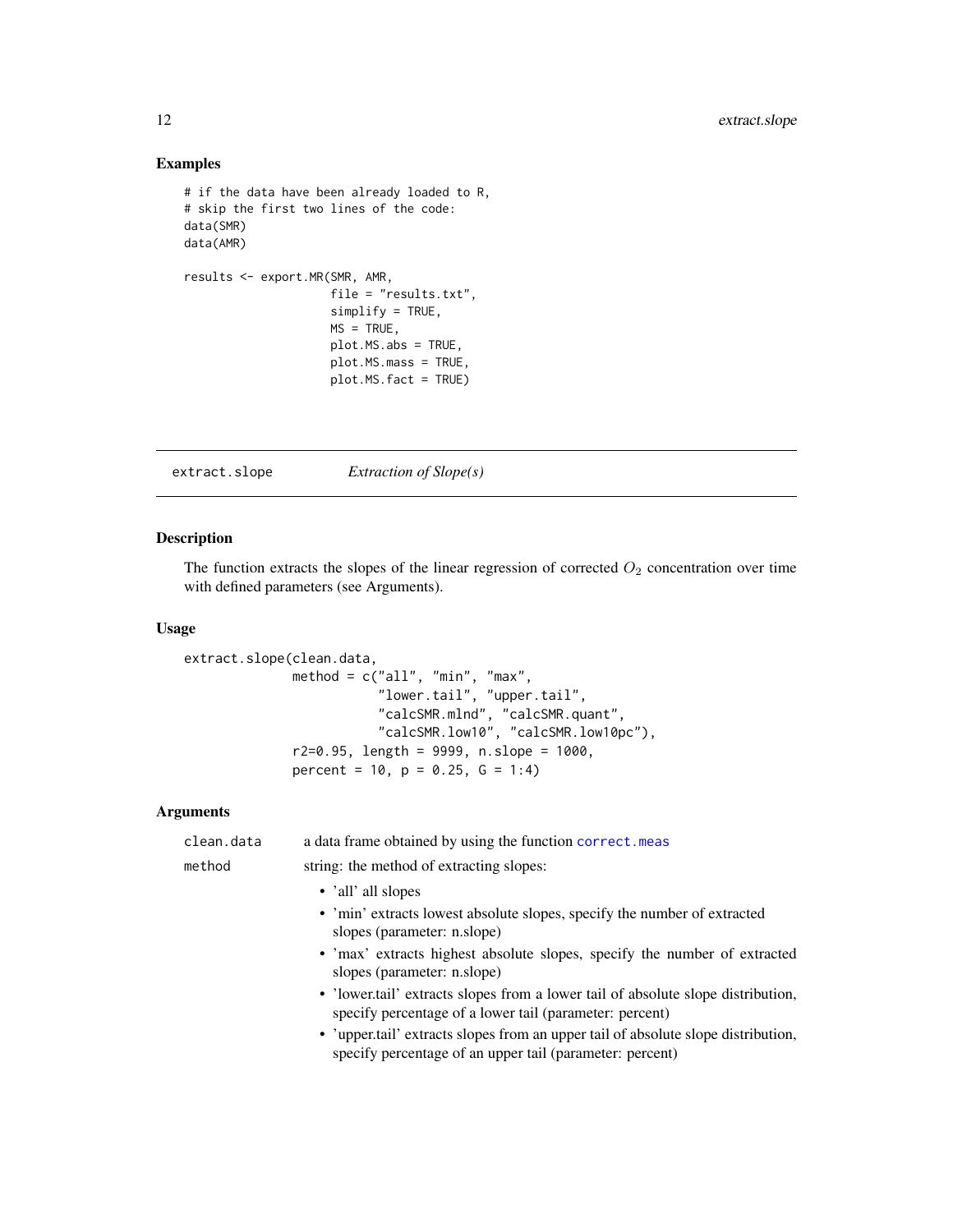## Examples

```
# if the data have been already loaded to R,
# skip the first two lines of the code:
data(SMR)
data(AMR)

results <- export.MR(SMR, AMR,
                     file = "results.txt",
                     simplify = TRUE,
                     MS = TRUE,
                     plot.MS.abs = TRUE,
                     plot.MS.mass = TRUE,
                     plot.MS.fact = TRUE)
```

---

# extract.slope    *Extraction of Slope(s)*

---

## Description

The function extracts the slopes of the linear regression of corrected $O_2$ concentration over time with defined parameters (see Arguments).

## Usage

```
extract.slope(clean.data,
              method = c("all", "min", "max",
                         "lower.tail", "upper.tail",
                         "calcSMR.mlnd", "calcSMR.quant",
                         "calcSMR.low10", "calcSMR.low10pc"),
              r2=0.95, length = 9999, n.slope = 1000,
              percent = 10, p = 0.25, G = 1:4)
```

## Arguments

| | |
|---|---|
| clean.data | a data frame obtained by using the function correct.meas |
| method | string: the method of extracting slopes:<br>• 'all' all slopes<br>• 'min' extracts lowest absolute slopes, specify the number of extracted slopes (parameter: n.slope)<br>• 'max' extracts highest absolute slopes, specify the number of extracted slopes (parameter: n.slope)<br>• 'lower.tail' extracts slopes from a lower tail of absolute slope distribution, specify percentage of a lower tail (parameter: percent)<br>• 'upper.tail' extracts slopes from an upper tail of absolute slope distribution, specify percentage of an upper tail (parameter: percent) |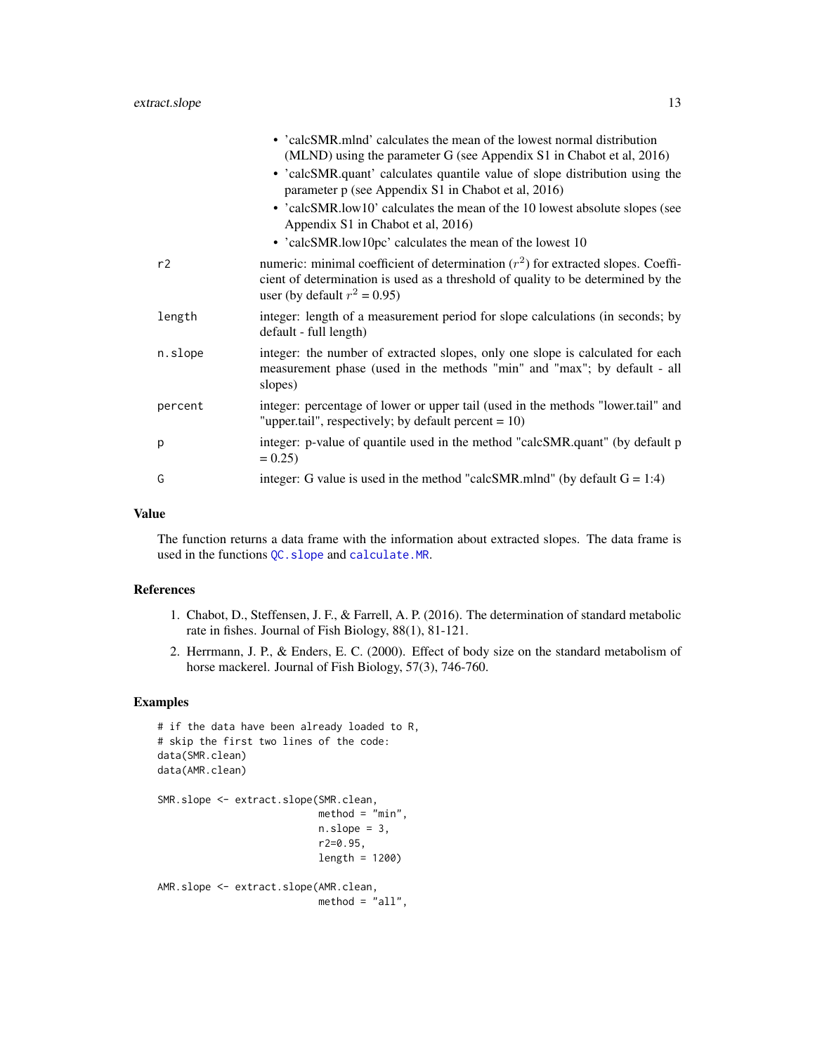- 'calcSMR.mlnd' calculates the mean of the lowest normal distribution (MLND) using the parameter G (see Appendix S1 in Chabot et al, 2016)
- 'calcSMR.quant' calculates quantile value of slope distribution using the parameter p (see Appendix S1 in Chabot et al, 2016)
- 'calcSMR.low10' calculates the mean of the 10 lowest absolute slopes (see Appendix S1 in Chabot et al, 2016)
- 'calcSMR.low10pc' calculates the mean of the lowest 10

| | |
|---|---|
| `r2` | numeric: minimal coefficient of determination ($r^2$) for extracted slopes. Coefficient of determination is used as a threshold of quality to be determined by the user (by default $r^2 = 0.95$) |
| `length` | integer: length of a measurement period for slope calculations (in seconds; by default - full length) |
| `n.slope` | integer: the number of extracted slopes, only one slope is calculated for each measurement phase (used in the methods "min" and "max"; by default - all slopes) |
| `percent` | integer: percentage of lower or upper tail (used in the methods "lower.tail" and "upper.tail", respectively; by default percent = 10) |
| `p` | integer: p-value of quantile used in the method "calcSMR.quant" (by default p = 0.25) |
| `G` | integer: G value is used in the method "calcSMR.mlnd" (by default G = 1:4) |

## Value

The function returns a data frame with the information about extracted slopes. The data frame is used in the functions `QC.slope` and `calculate.MR`.

## References

1. Chabot, D., Steffensen, J. F., & Farrell, A. P. (2016). The determination of standard metabolic rate in fishes. Journal of Fish Biology, 88(1), 81-121.
2. Herrmann, J. P., & Enders, E. C. (2000). Effect of body size on the standard metabolism of horse mackerel. Journal of Fish Biology, 57(3), 746-760.

## Examples

```
# if the data have been already loaded to R,
# skip the first two lines of the code:
data(SMR.clean)
data(AMR.clean)

SMR.slope <- extract.slope(SMR.clean,
                           method = "min",
                           n.slope = 3,
                           r2=0.95,
                           length = 1200)

AMR.slope <- extract.slope(AMR.clean,
                           method = "all",
```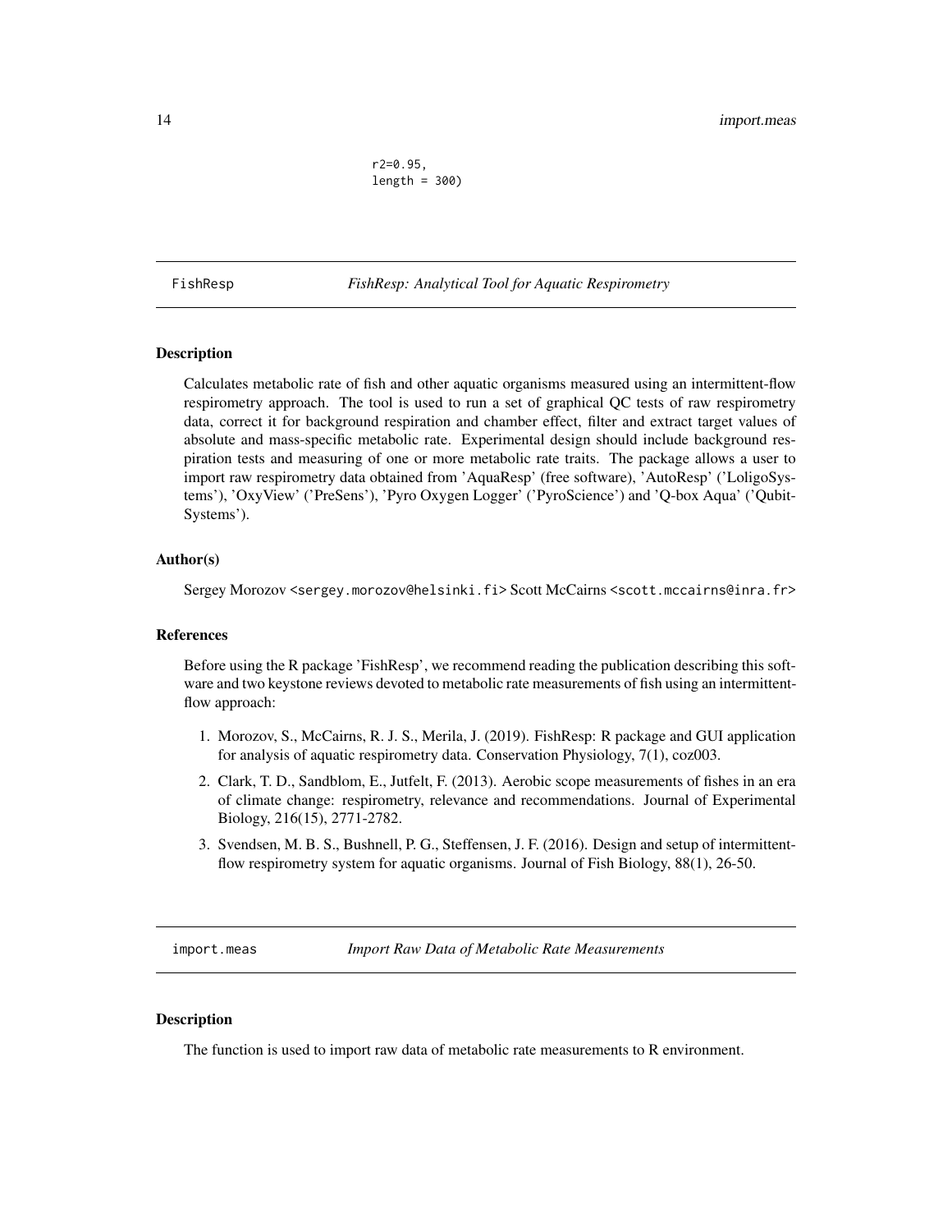```
r2=0.95,
length = 300)
```

## FishResp — *FishResp: Analytical Tool for Aquatic Respirometry*

### Description

Calculates metabolic rate of fish and other aquatic organisms measured using an intermittent-flow respirometry approach. The tool is used to run a set of graphical QC tests of raw respirometry data, correct it for background respiration and chamber effect, filter and extract target values of absolute and mass-specific metabolic rate. Experimental design should include background respiration tests and measuring of one or more metabolic rate traits. The package allows a user to import raw respirometry data obtained from 'AquaResp' (free software), 'AutoResp' ('LoligoSystems'), 'OxyView' ('PreSens'), 'Pyro Oxygen Logger' ('PyroScience') and 'Q-box Aqua' ('QubitSystems').

### Author(s)

Sergey Morozov <sergey.morozov@helsinki.fi> Scott McCairns <scott.mccairns@inra.fr>

### References

Before using the R package 'FishResp', we recommend reading the publication describing this software and two keystone reviews devoted to metabolic rate measurements of fish using an intermittent-flow approach:

1. Morozov, S., McCairns, R. J. S., Merila, J. (2019). FishResp: R package and GUI application for analysis of aquatic respirometry data. Conservation Physiology, 7(1), coz003.
2. Clark, T. D., Sandblom, E., Jutfelt, F. (2013). Aerobic scope measurements of fishes in an era of climate change: respirometry, relevance and recommendations. Journal of Experimental Biology, 216(15), 2771-2782.
3. Svendsen, M. B. S., Bushnell, P. G., Steffensen, J. F. (2016). Design and setup of intermittent-flow respirometry system for aquatic organisms. Journal of Fish Biology, 88(1), 26-50.

## import.meas — *Import Raw Data of Metabolic Rate Measurements*

### Description

The function is used to import raw data of metabolic rate measurements to R environment.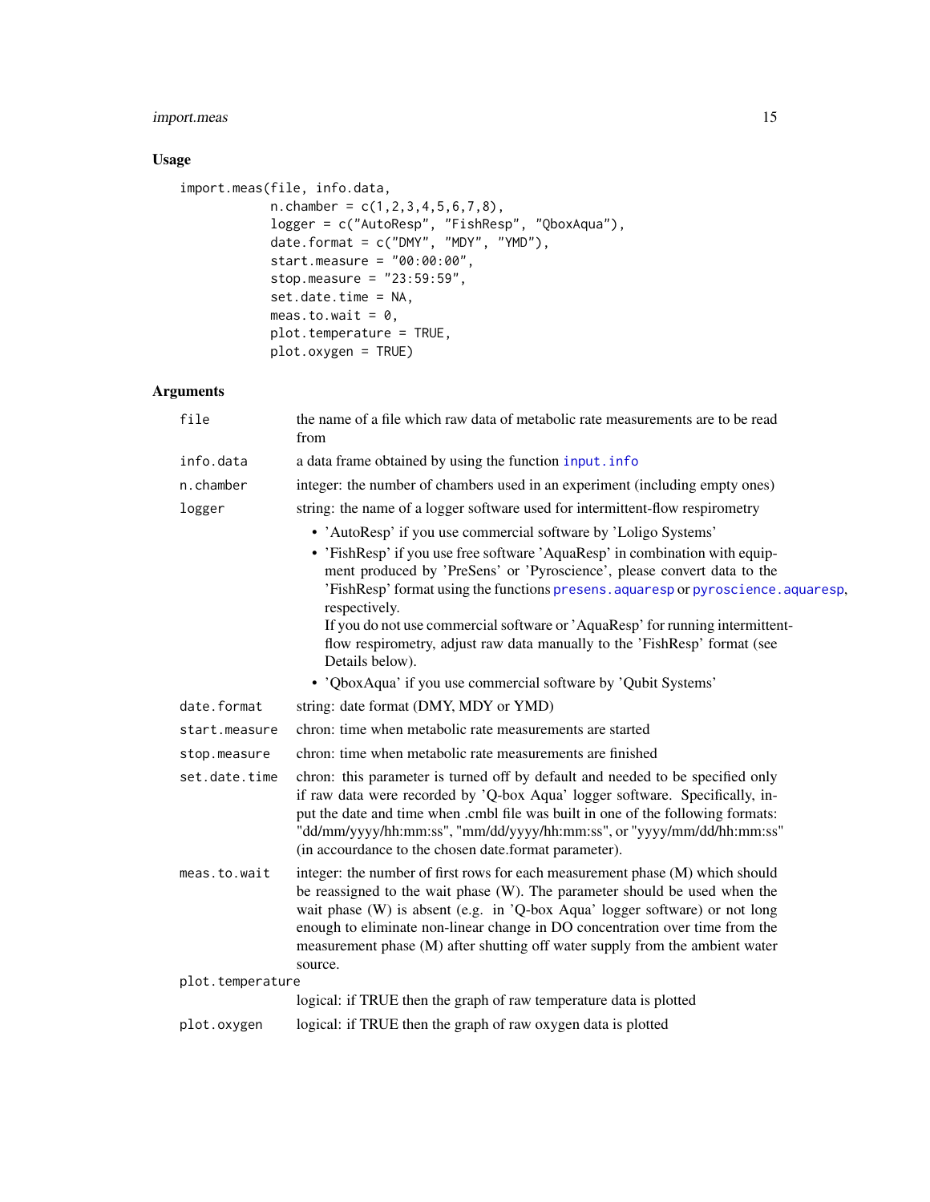## Usage

```
import.meas(file, info.data,
            n.chamber = c(1,2,3,4,5,6,7,8),
            logger = c("AutoResp", "FishResp", "QboxAqua"),
            date.format = c("DMY", "MDY", "YMD"),
            start.measure = "00:00:00",
            stop.measure = "23:59:59",
            set.date.time = NA,
            meas.to.wait = 0,
            plot.temperature = TRUE,
            plot.oxygen = TRUE)
```

## Arguments

| Argument | Description |
|---|---|
| `file` | the name of a file which raw data of metabolic rate measurements are to be read from |
| `info.data` | a data frame obtained by using the function `input.info` |
| `n.chamber` | integer: the number of chambers used in an experiment (including empty ones) |
| `logger` | string: the name of a logger software used for intermittent-flow respirometry<br>• 'AutoResp' if you use commercial software by 'Loligo Systems'<br>• 'FishResp' if you use free software 'AquaResp' in combination with equipment produced by 'PreSens' or 'Pyroscience', please convert data to the 'FishResp' format using the functions `presens.aquaresp` or `pyroscience.aquaresp`, respectively.<br>If you do not use commercial software or 'AquaResp' for running intermittent-flow respirometry, adjust raw data manually to the 'FishResp' format (see Details below).<br>• 'QboxAqua' if you use commercial software by 'Qubit Systems' |
| `date.format` | string: date format (DMY, MDY or YMD) |
| `start.measure` | chron: time when metabolic rate measurements are started |
| `stop.measure` | chron: time when metabolic rate measurements are finished |
| `set.date.time` | chron: this parameter is turned off by default and needed to be specified only if raw data were recorded by 'Q-box Aqua' logger software. Specifically, input the date and time when .cmbl file was built in one of the following formats: "dd/mm/yyyy/hh:mm:ss", "mm/dd/yyyy/hh:mm:ss", or "yyyy/mm/dd/hh:mm:ss" (in accourdance to the chosen date.format parameter). |
| `meas.to.wait` | integer: the number of first rows for each measurement phase (M) which should be reassigned to the wait phase (W). The parameter should be used when the wait phase (W) is absent (e.g. in 'Q-box Aqua' logger software) or not long enough to eliminate non-linear change in DO concentration over time from the measurement phase (M) after shutting off water supply from the ambient water source. |
| `plot.temperature` | logical: if TRUE then the graph of raw temperature data is plotted |
| `plot.oxygen` | logical: if TRUE then the graph of raw oxygen data is plotted |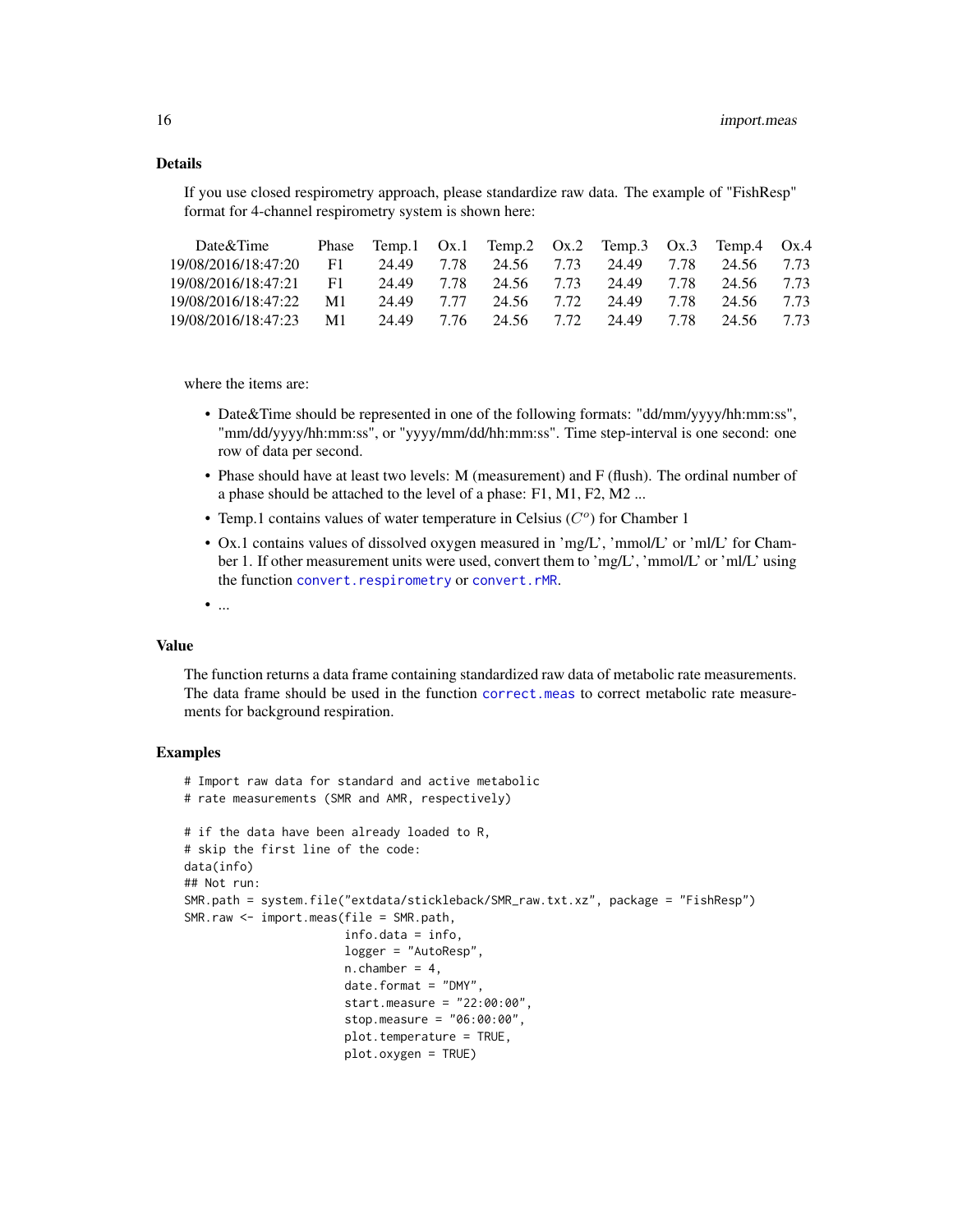## Details

If you use closed respirometry approach, please standardize raw data. The example of "FishResp" format for 4-channel respirometry system is shown here:

| Date&Time | Phase | Temp.1 | Ox.1 | Temp.2 | Ox.2 | Temp.3 | Ox.3 | Temp.4 | Ox.4 |
|---|---|---|---|---|---|---|---|---|---|
| 19/08/2016/18:47:20 | F1 | 24.49 | 7.78 | 24.56 | 7.73 | 24.49 | 7.78 | 24.56 | 7.73 |
| 19/08/2016/18:47:21 | F1 | 24.49 | 7.78 | 24.56 | 7.73 | 24.49 | 7.78 | 24.56 | 7.73 |
| 19/08/2016/18:47:22 | M1 | 24.49 | 7.77 | 24.56 | 7.72 | 24.49 | 7.78 | 24.56 | 7.73 |
| 19/08/2016/18:47:23 | M1 | 24.49 | 7.76 | 24.56 | 7.72 | 24.49 | 7.78 | 24.56 | 7.73 |

where the items are:

- Date&Time should be represented in one of the following formats: "dd/mm/yyyy/hh:mm:ss", "mm/dd/yyyy/hh:mm:ss", or "yyyy/mm/dd/hh:mm:ss". Time step-interval is one second: one row of data per second.
- Phase should have at least two levels: M (measurement) and F (flush). The ordinal number of a phase should be attached to the level of a phase: F1, M1, F2, M2 ...
- Temp.1 contains values of water temperature in Celsius ($C^o$) for Chamber 1
- Ox.1 contains values of dissolved oxygen measured in 'mg/L', 'mmol/L' or 'ml/L' for Chamber 1. If other measurement units were used, convert them to 'mg/L', 'mmol/L' or 'ml/L' using the function convert.respirometry or convert.rMR.
- ...

## Value

The function returns a data frame containing standardized raw data of metabolic rate measurements. The data frame should be used in the function correct.meas to correct metabolic rate measurements for background respiration.

## Examples

```
# Import raw data for standard and active metabolic
# rate measurements (SMR and AMR, respectively)

# if the data have been already loaded to R,
# skip the first line of the code:
data(info)
## Not run:
SMR.path = system.file("extdata/stickleback/SMR_raw.txt.xz", package = "FishResp")
SMR.raw <- import.meas(file = SMR.path,
                       info.data = info,
                       logger = "AutoResp",
                       n.chamber = 4,
                       date.format = "DMY",
                       start.measure = "22:00:00",
                       stop.measure = "06:00:00",
                       plot.temperature = TRUE,
                       plot.oxygen = TRUE)
```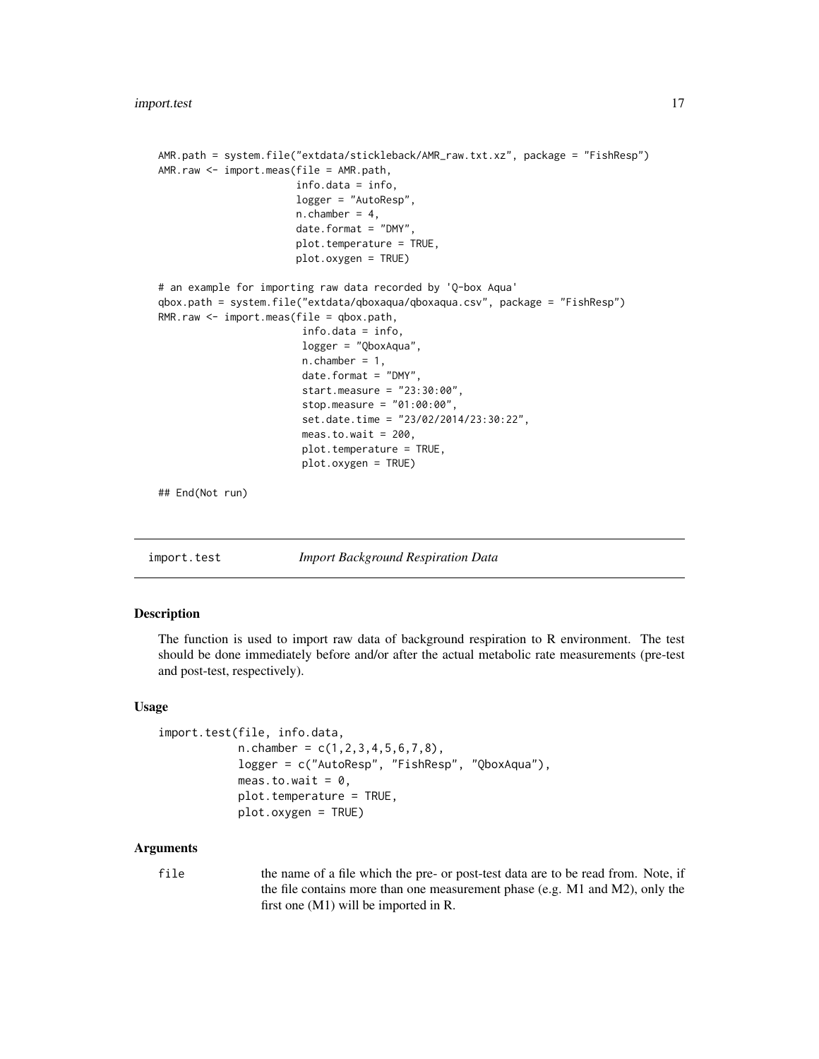```
AMR.path = system.file("extdata/stickleback/AMR_raw.txt.xz", package = "FishResp")
AMR.raw <- import.meas(file = AMR.path,
                       info.data = info,
                       logger = "AutoResp",
                       n.chamber = 4,
                       date.format = "DMY",
                       plot.temperature = TRUE,
                       plot.oxygen = TRUE)

# an example for importing raw data recorded by 'Q-box Aqua'
qbox.path = system.file("extdata/qboxaqua/qboxaqua.csv", package = "FishResp")
RMR.raw <- import.meas(file = qbox.path,
                        info.data = info,
                        logger = "QboxAqua",
                        n.chamber = 1,
                        date.format = "DMY",
                        start.measure = "23:30:00",
                        stop.measure = "01:00:00",
                        set.date.time = "23/02/2014/23:30:22",
                        meas.to.wait = 200,
                        plot.temperature = TRUE,
                        plot.oxygen = TRUE)

## End(Not run)
```

## import.test — *Import Background Respiration Data*

### Description

The function is used to import raw data of background respiration to R environment. The test should be done immediately before and/or after the actual metabolic rate measurements (pre-test and post-test, respectively).

### Usage

```
import.test(file, info.data,
            n.chamber = c(1,2,3,4,5,6,7,8),
            logger = c("AutoResp", "FishResp", "QboxAqua"),
            meas.to.wait = 0,
            plot.temperature = TRUE,
            plot.oxygen = TRUE)
```

### Arguments

`file` the name of a file which the pre- or post-test data are to be read from. Note, if the file contains more than one measurement phase (e.g. M1 and M2), only the first one (M1) will be imported in R.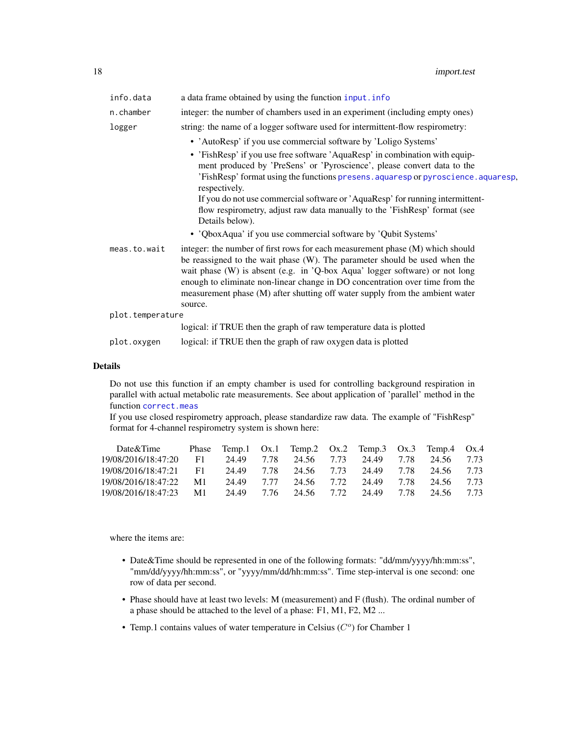| | |
|---|---|
| `info.data` | a data frame obtained by using the function `input.info` |
| `n.chamber` | integer: the number of chambers used in an experiment (including empty ones) |
| `logger` | string: the name of a logger software used for intermittent-flow respirometry: |

- 'AutoResp' if you use commercial software by 'Loligo Systems'
- 'FishResp' if you use free software 'AquaResp' in combination with equipment produced by 'PreSens' or 'Pyroscience', please convert data to the 'FishResp' format using the functions `presens.aquaresp` or `pyroscience.aquaresp`, respectively.
  If you do not use commercial software or 'AquaResp' for running intermittent-flow respirometry, adjust raw data manually to the 'FishResp' format (see Details below).
- 'QboxAqua' if you use commercial software by 'Qubit Systems'

| | |
|---|---|
| `meas.to.wait` | integer: the number of first rows for each measurement phase (M) which should be reassigned to the wait phase (W). The parameter should be used when the wait phase (W) is absent (e.g. in 'Q-box Aqua' logger software) or not long enough to eliminate non-linear change in DO concentration over time from the measurement phase (M) after shutting off water supply from the ambient water source. |
| `plot.temperature` | logical: if TRUE then the graph of raw temperature data is plotted |
| `plot.oxygen` | logical: if TRUE then the graph of raw oxygen data is plotted |

## Details

Do not use this function if an empty chamber is used for controlling background respiration in parallel with actual metabolic rate measurements. See about application of 'parallel' method in the function `correct.meas`

If you use closed respirometry approach, please standardize raw data. The example of "FishResp" format for 4-channel respirometry system is shown here:

| Date&Time | Phase | Temp.1 | Ox.1 | Temp.2 | Ox.2 | Temp.3 | Ox.3 | Temp.4 | Ox.4 |
|---|---|---|---|---|---|---|---|---|---|
| 19/08/2016/18:47:20 | F1 | 24.49 | 7.78 | 24.56 | 7.73 | 24.49 | 7.78 | 24.56 | 7.73 |
| 19/08/2016/18:47:21 | F1 | 24.49 | 7.78 | 24.56 | 7.73 | 24.49 | 7.78 | 24.56 | 7.73 |
| 19/08/2016/18:47:22 | M1 | 24.49 | 7.77 | 24.56 | 7.72 | 24.49 | 7.78 | 24.56 | 7.73 |
| 19/08/2016/18:47:23 | M1 | 24.49 | 7.76 | 24.56 | 7.72 | 24.49 | 7.78 | 24.56 | 7.73 |

where the items are:

- Date&Time should be represented in one of the following formats: "dd/mm/yyyy/hh:mm:ss", "mm/dd/yyyy/hh:mm:ss", or "yyyy/mm/dd/hh:mm:ss". Time step-interval is one second: one row of data per second.
- Phase should have at least two levels: M (measurement) and F (flush). The ordinal number of a phase should be attached to the level of a phase: F1, M1, F2, M2 ...
- Temp.1 contains values of water temperature in Celsius ($C^o$) for Chamber 1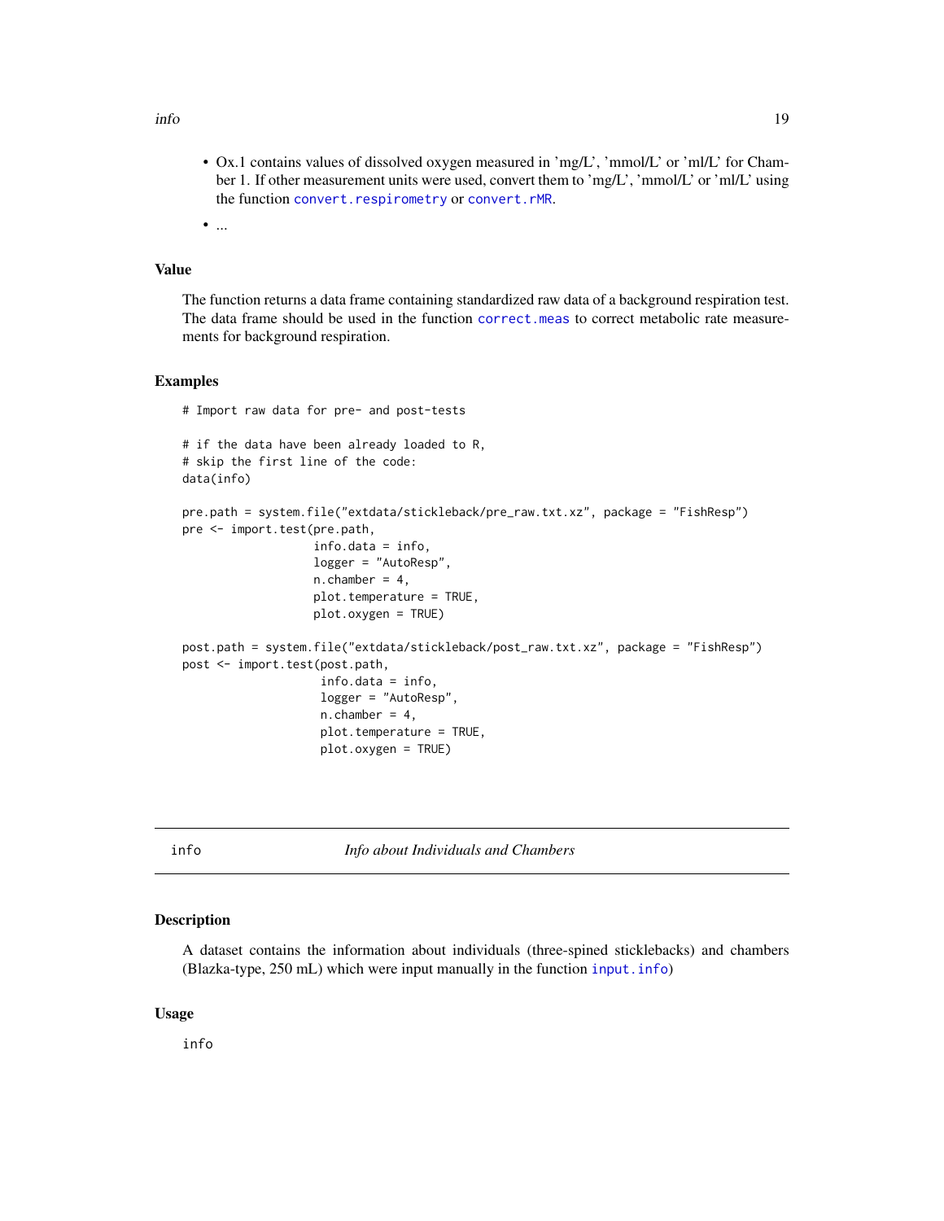- Ox.1 contains values of dissolved oxygen measured in 'mg/L', 'mmol/L' or 'ml/L' for Chamber 1. If other measurement units were used, convert them to 'mg/L', 'mmol/L' or 'ml/L' using the function `convert.respirometry` or `convert.rMR`.
- ...

## Value

The function returns a data frame containing standardized raw data of a background respiration test. The data frame should be used in the function `correct.meas` to correct metabolic rate measurements for background respiration.

## Examples

```
# Import raw data for pre- and post-tests

# if the data have been already loaded to R,
# skip the first line of the code:
data(info)

pre.path = system.file("extdata/stickleback/pre_raw.txt.xz", package = "FishResp")
pre <- import.test(pre.path,
                   info.data = info,
                   logger = "AutoResp",
                   n.chamber = 4,
                   plot.temperature = TRUE,
                   plot.oxygen = TRUE)

post.path = system.file("extdata/stickleback/post_raw.txt.xz", package = "FishResp")
post <- import.test(post.path,
                    info.data = info,
                    logger = "AutoResp",
                    n.chamber = 4,
                    plot.temperature = TRUE,
                    plot.oxygen = TRUE)
```

---

# info — *Info about Individuals and Chambers*

## Description

A dataset contains the information about individuals (three-spined sticklebacks) and chambers (Blazka-type, 250 mL) which were input manually in the function `input.info`)

## Usage

```
info
```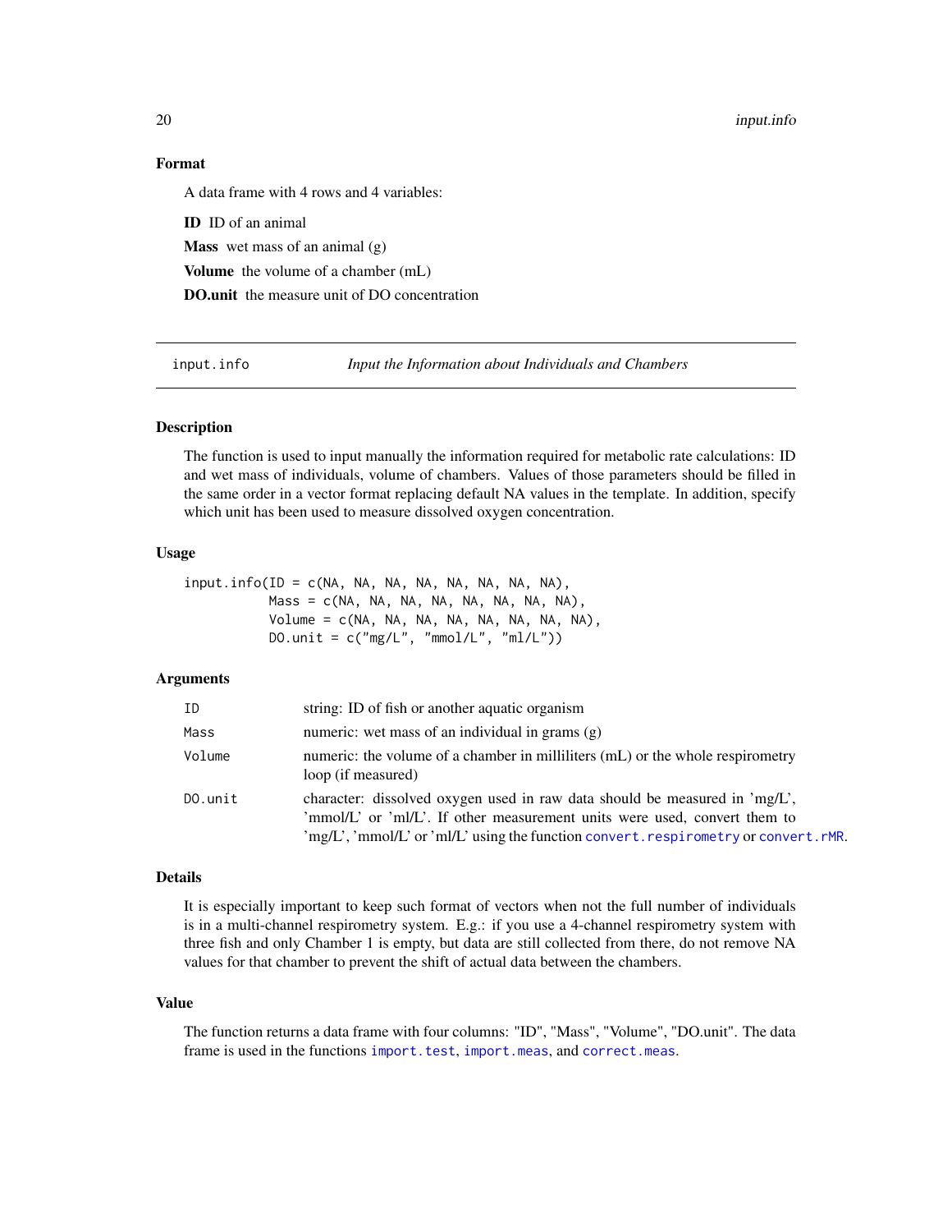### Format

A data frame with 4 rows and 4 variables:

**ID** ID of an animal

**Mass** wet mass of an animal (g)

**Volume** the volume of a chamber (mL)

**DO.unit** the measure unit of DO concentration

---

## input.info — *Input the Information about Individuals and Chambers*

---

### Description

The function is used to input manually the information required for metabolic rate calculations: ID and wet mass of individuals, volume of chambers. Values of those parameters should be filled in the same order in a vector format replacing default NA values in the template. In addition, specify which unit has been used to measure dissolved oxygen concentration.

### Usage

```
input.info(ID = c(NA, NA, NA, NA, NA, NA, NA, NA),
           Mass = c(NA, NA, NA, NA, NA, NA, NA, NA),
           Volume = c(NA, NA, NA, NA, NA, NA, NA, NA),
           DO.unit = c("mg/L", "mmol/L", "ml/L"))
```

### Arguments

| | |
|---|---|
| `ID` | string: ID of fish or another aquatic organism |
| `Mass` | numeric: wet mass of an individual in grams (g) |
| `Volume` | numeric: the volume of a chamber in milliliters (mL) or the whole respirometry loop (if measured) |
| `DO.unit` | character: dissolved oxygen used in raw data should be measured in 'mg/L', 'mmol/L' or 'ml/L'. If other measurement units were used, convert them to 'mg/L', 'mmol/L' or 'ml/L' using the function `convert.respirometry` or `convert.rMR`. |

### Details

It is especially important to keep such format of vectors when not the full number of individuals is in a multi-channel respirometry system. E.g.: if you use a 4-channel respirometry system with three fish and only Chamber 1 is empty, but data are still collected from there, do not remove NA values for that chamber to prevent the shift of actual data between the chambers.

### Value

The function returns a data frame with four columns: "ID", "Mass", "Volume", "DO.unit". The data frame is used in the functions `import.test`, `import.meas`, and `correct.meas`.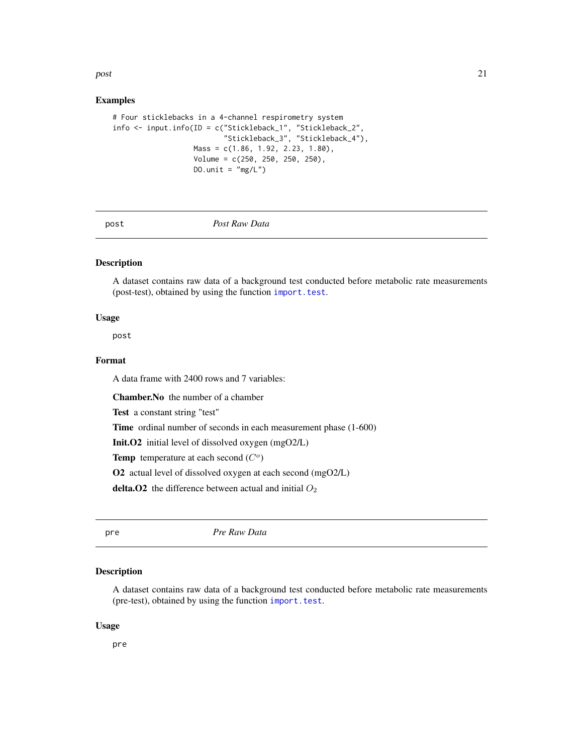## Examples

```
# Four sticklebacks in a 4-channel respirometry system
info <- input.info(ID = c("Stickleback_1", "Stickleback_2",
                          "Stickleback_3", "Stickleback_4"),
                   Mass = c(1.86, 1.92, 2.23, 1.80),
                   Volume = c(250, 250, 250, 250),
                   DO.unit = "mg/L")
```

---

`post` *Post Raw Data*

---

## Description

A dataset contains raw data of a background test conducted before metabolic rate measurements (post-test), obtained by using the function `import.test`.

## Usage

```
post
```

## Format

A data frame with 2400 rows and 7 variables:

**Chamber.No** the number of a chamber

**Test** a constant string "test"

**Time** ordinal number of seconds in each measurement phase (1-600)

**Init.O2** initial level of dissolved oxygen (mgO2/L)

**Temp** temperature at each second ($C^o$)

**O2** actual level of dissolved oxygen at each second (mgO2/L)

**delta.O2** the difference between actual and initial $O_2$

---

`pre` *Pre Raw Data*

---

## Description

A dataset contains raw data of a background test conducted before metabolic rate measurements (pre-test), obtained by using the function `import.test`.

## Usage

```
pre
```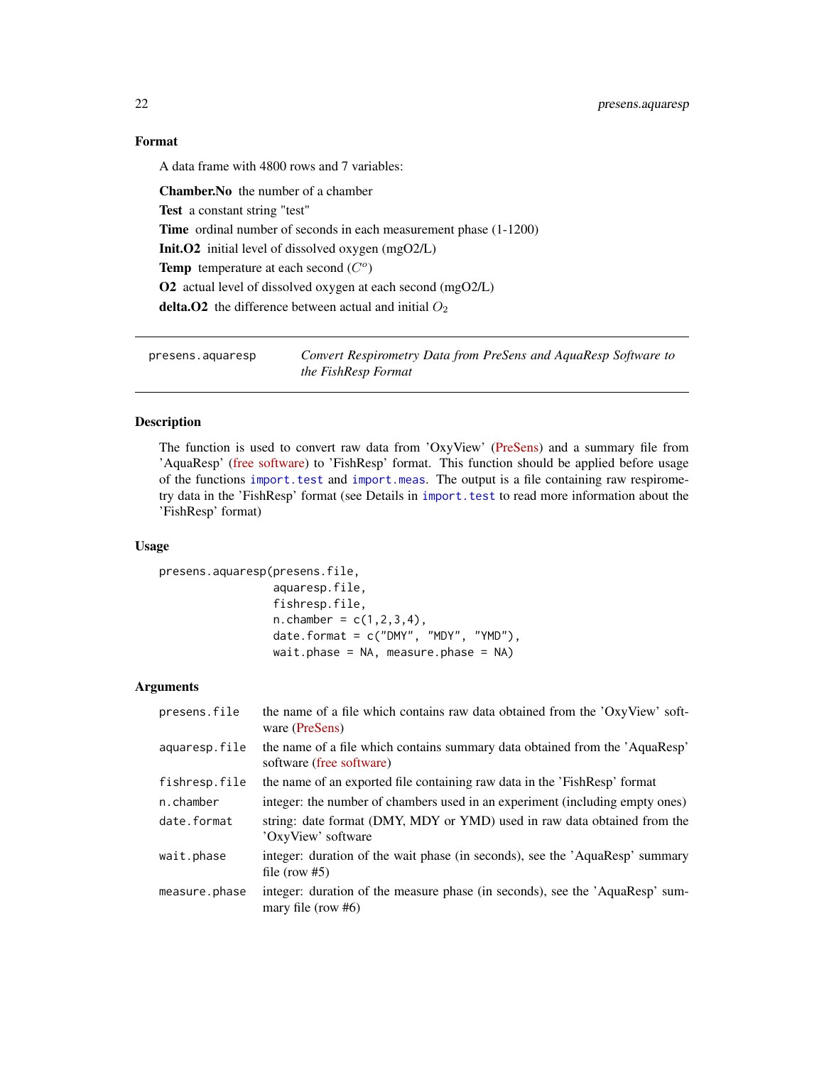### Format

A data frame with 4800 rows and 7 variables:

**Chamber.No** the number of a chamber

**Test** a constant string "test"

**Time** ordinal number of seconds in each measurement phase (1-1200)

**Init.O2** initial level of dissolved oxygen (mgO2/L)

**Temp** temperature at each second ($C^o$)

**O2** actual level of dissolved oxygen at each second (mgO2/L)

**delta.O2** the difference between actual and initial $O_2$

---

## presens.aquaresp — *Convert Respirometry Data from PreSens and AquaResp Software to the FishResp Format*

---

### Description

The function is used to convert raw data from 'OxyView' (PreSens) and a summary file from 'AquaResp' (free software) to 'FishResp' format. This function should be applied before usage of the functions `import.test` and `import.meas`. The output is a file containing raw respirometry data in the 'FishResp' format (see Details in `import.test` to read more information about the 'FishResp' format)

### Usage

```
presens.aquaresp(presens.file,
                 aquaresp.file,
                 fishresp.file,
                 n.chamber = c(1,2,3,4),
                 date.format = c("DMY", "MDY", "YMD"),
                 wait.phase = NA, measure.phase = NA)
```

### Arguments

| Argument | Description |
|---|---|
| `presens.file` | the name of a file which contains raw data obtained from the 'OxyView' software (PreSens) |
| `aquaresp.file` | the name of a file which contains summary data obtained from the 'AquaResp' software (free software) |
| `fishresp.file` | the name of an exported file containing raw data in the 'FishResp' format |
| `n.chamber` | integer: the number of chambers used in an experiment (including empty ones) |
| `date.format` | string: date format (DMY, MDY or YMD) used in raw data obtained from the 'OxyView' software |
| `wait.phase` | integer: duration of the wait phase (in seconds), see the 'AquaResp' summary file (row #5) |
| `measure.phase` | integer: duration of the measure phase (in seconds), see the 'AquaResp' summary file (row #6) |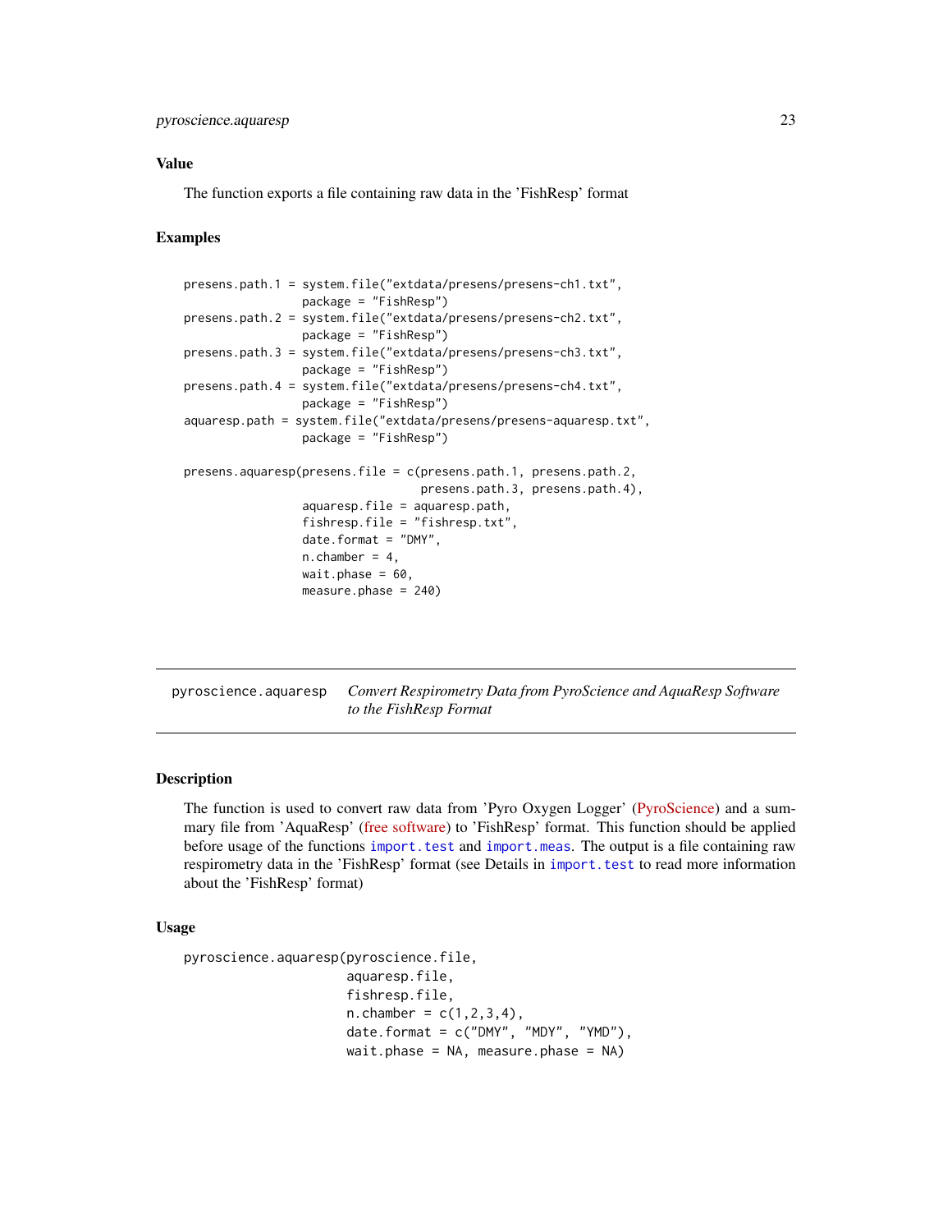### Value

The function exports a file containing raw data in the 'FishResp' format

### Examples

```
presens.path.1 = system.file("extdata/presens/presens-ch1.txt",
                 package = "FishResp")
presens.path.2 = system.file("extdata/presens/presens-ch2.txt",
                 package = "FishResp")
presens.path.3 = system.file("extdata/presens/presens-ch3.txt",
                 package = "FishResp")
presens.path.4 = system.file("extdata/presens/presens-ch4.txt",
                 package = "FishResp")
aquaresp.path = system.file("extdata/presens/presens-aquaresp.txt",
                 package = "FishResp")

presens.aquaresp(presens.file = c(presens.path.1, presens.path.2,
                                  presens.path.3, presens.path.4),
                 aquaresp.file = aquaresp.path,
                 fishresp.file = "fishresp.txt",
                 date.format = "DMY",
                 n.chamber = 4,
                 wait.phase = 60,
                 measure.phase = 240)
```

## pyroscience.aquaresp    *Convert Respirometry Data from PyroScience and AquaResp Software to the FishResp Format*

### Description

The function is used to convert raw data from 'Pyro Oxygen Logger' (PyroScience) and a summary file from 'AquaResp' (free software) to 'FishResp' format. This function should be applied before usage of the functions `import.test` and `import.meas`. The output is a file containing raw respirometry data in the 'FishResp' format (see Details in `import.test` to read more information about the 'FishResp' format)

### Usage

```
pyroscience.aquaresp(pyroscience.file,
                     aquaresp.file,
                     fishresp.file,
                     n.chamber = c(1,2,3,4),
                     date.format = c("DMY", "MDY", "YMD"),
                     wait.phase = NA, measure.phase = NA)
```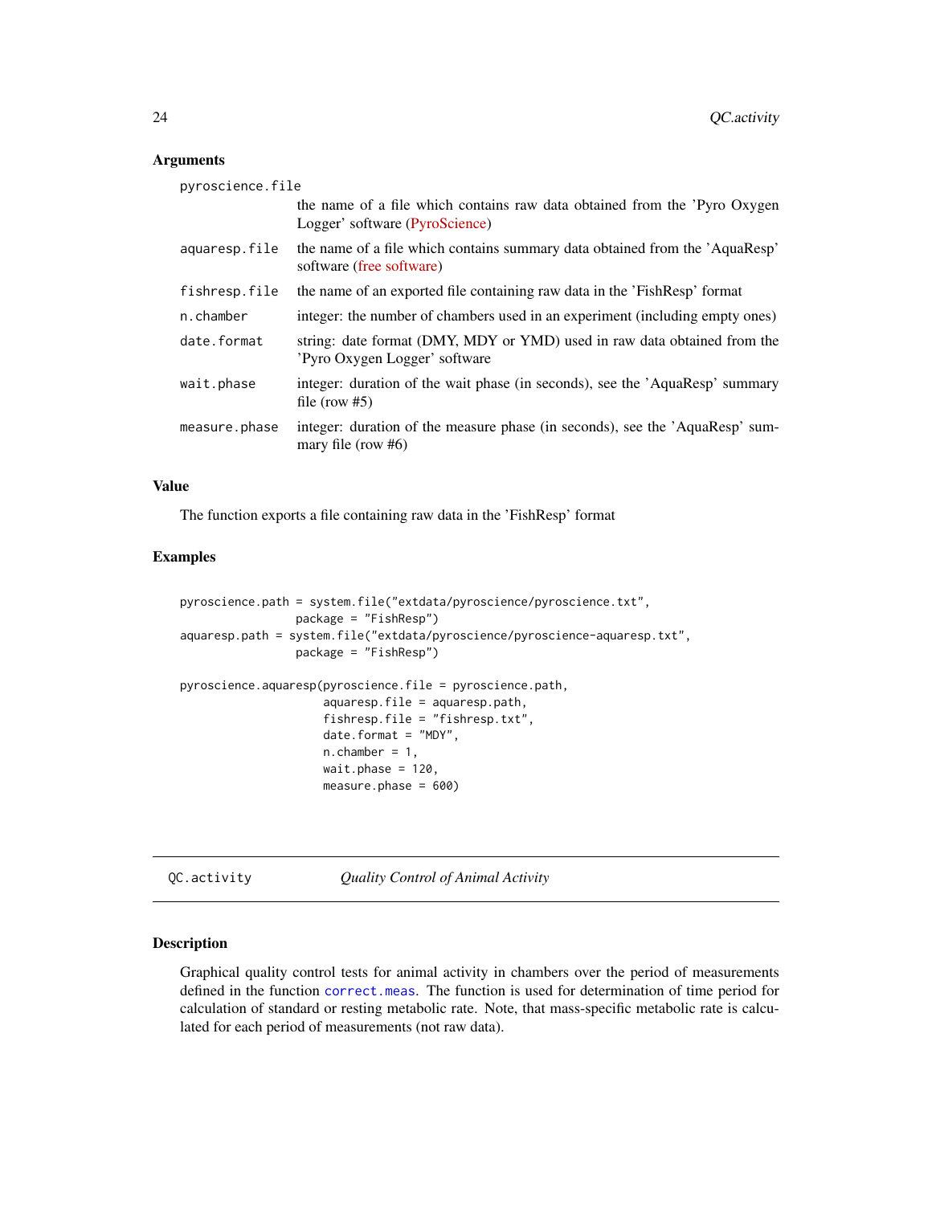### Arguments

| | |
|---|---|
| `pyroscience.file` | the name of a file which contains raw data obtained from the 'Pyro Oxygen Logger' software (PyroScience) |
| `aquaresp.file` | the name of a file which contains summary data obtained from the 'AquaResp' software (free software) |
| `fishresp.file` | the name of an exported file containing raw data in the 'FishResp' format |
| `n.chamber` | integer: the number of chambers used in an experiment (including empty ones) |
| `date.format` | string: date format (DMY, MDY or YMD) used in raw data obtained from the 'Pyro Oxygen Logger' software |
| `wait.phase` | integer: duration of the wait phase (in seconds), see the 'AquaResp' summary file (row #5) |
| `measure.phase` | integer: duration of the measure phase (in seconds), see the 'AquaResp' summary file (row #6) |

### Value

The function exports a file containing raw data in the 'FishResp' format

### Examples

```
pyroscience.path = system.file("extdata/pyroscience/pyroscience.txt",
                   package = "FishResp")
aquaresp.path = system.file("extdata/pyroscience/pyroscience-aquaresp.txt",
                   package = "FishResp")

pyroscience.aquaresp(pyroscience.file = pyroscience.path,
                     aquaresp.file = aquaresp.path,
                     fishresp.file = "fishresp.txt",
                     date.format = "MDY",
                     n.chamber = 1,
                     wait.phase = 120,
                     measure.phase = 600)
```

---

## `QC.activity` *Quality Control of Animal Activity*

---

### Description

Graphical quality control tests for animal activity in chambers over the period of measurements defined in the function `correct.meas`. The function is used for determination of time period for calculation of standard or resting metabolic rate. Note, that mass-specific metabolic rate is calculated for each period of measurements (not raw data).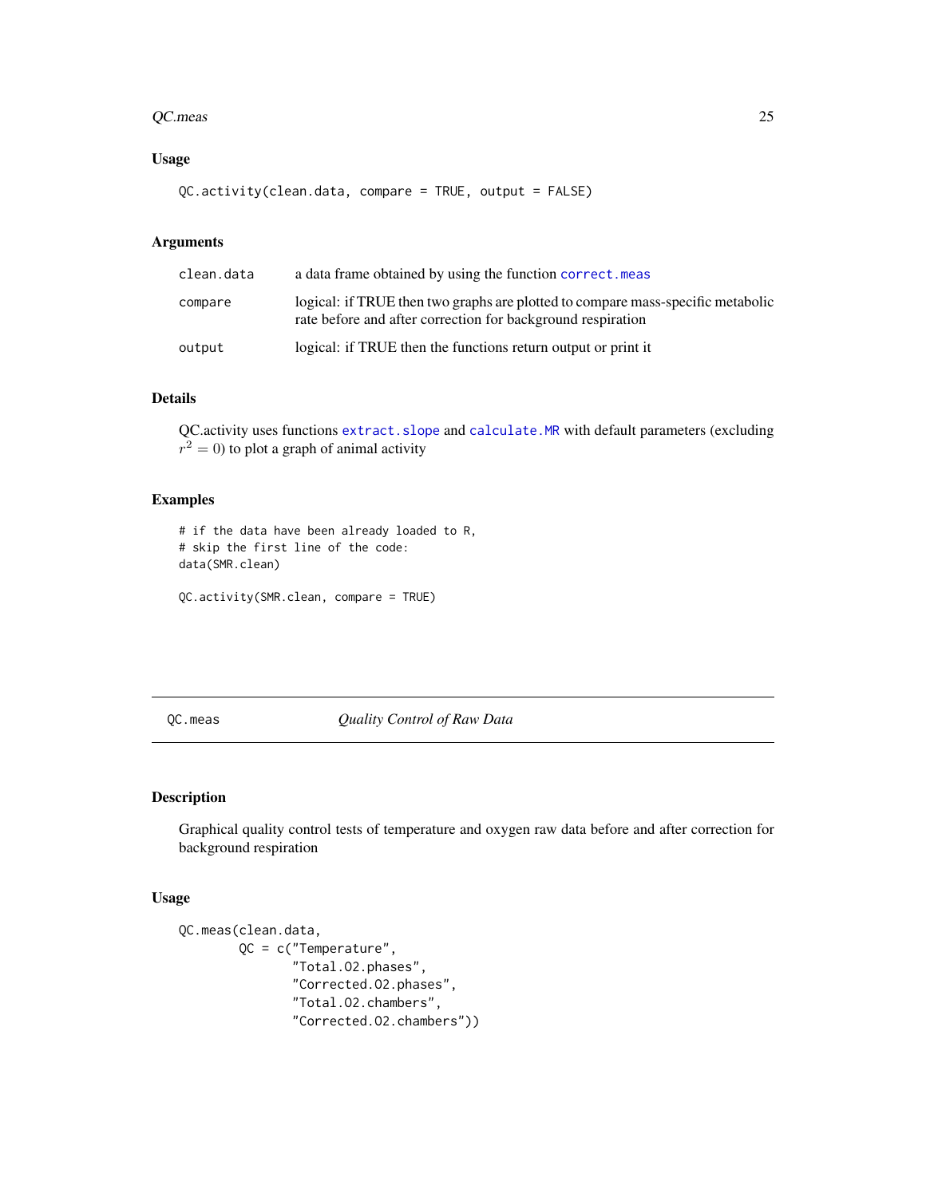### Usage

```
QC.activity(clean.data, compare = TRUE, output = FALSE)
```

### Arguments

| | |
|---|---|
| clean.data | a data frame obtained by using the function correct.meas |
| compare | logical: if TRUE then two graphs are plotted to compare mass-specific metabolic rate before and after correction for background respiration |
| output | logical: if TRUE then the functions return output or print it |

### Details

QC.activity uses functions extract.slope and calculate.MR with default parameters (excluding $r^2 = 0$) to plot a graph of animal activity

### Examples

```
# if the data have been already loaded to R,
# skip the first line of the code:
data(SMR.clean)

QC.activity(SMR.clean, compare = TRUE)
```

---

## QC.meas    *Quality Control of Raw Data*

### Description

Graphical quality control tests of temperature and oxygen raw data before and after correction for background respiration

### Usage

```
QC.meas(clean.data,
        QC = c("Temperature",
               "Total.O2.phases",
               "Corrected.O2.phases",
               "Total.O2.chambers",
               "Corrected.O2.chambers"))
```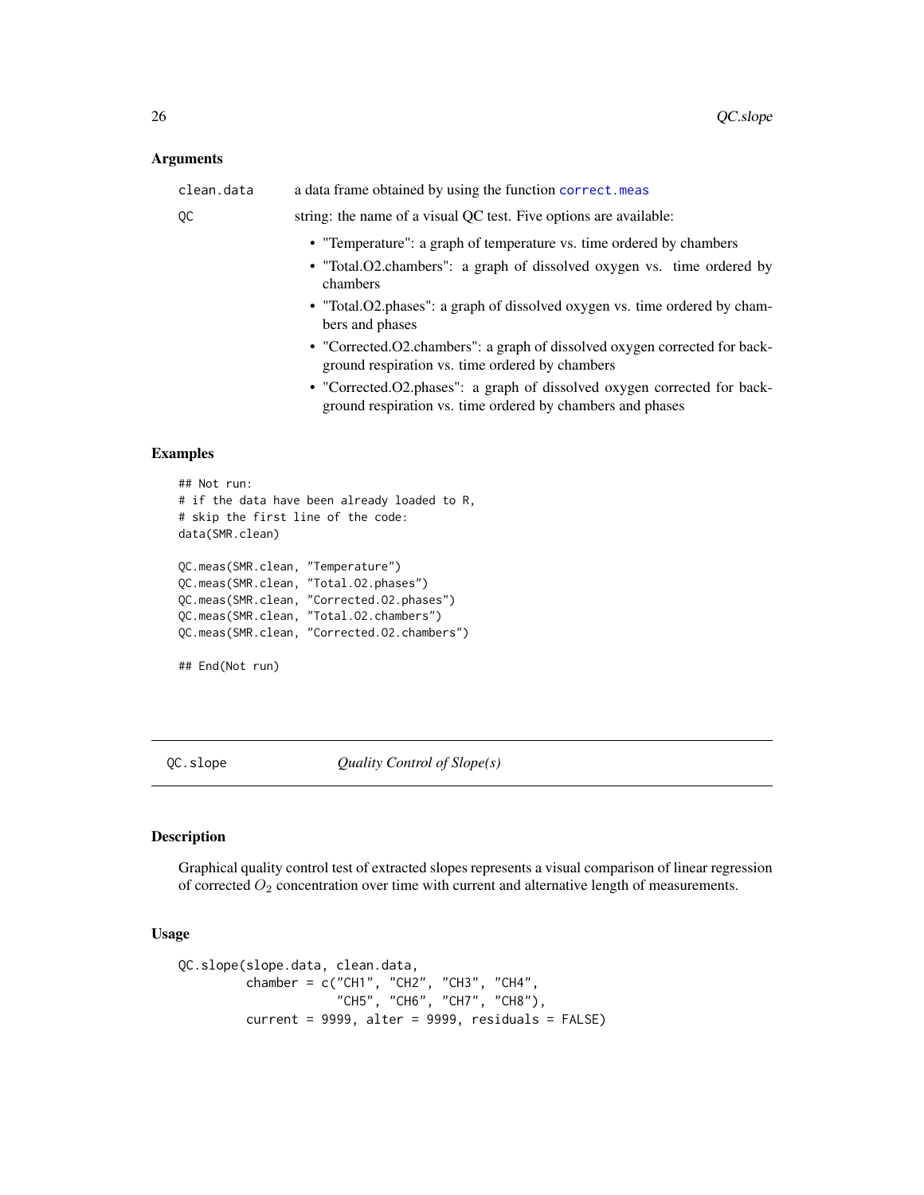### Arguments

clean.data — a data frame obtained by using the function `correct.meas`

QC — string: the name of a visual QC test. Five options are available:

- "Temperature": a graph of temperature vs. time ordered by chambers
- "Total.O2.chambers": a graph of dissolved oxygen vs. time ordered by chambers
- "Total.O2.phases": a graph of dissolved oxygen vs. time ordered by chambers and phases
- "Corrected.O2.chambers": a graph of dissolved oxygen corrected for background respiration vs. time ordered by chambers
- "Corrected.O2.phases": a graph of dissolved oxygen corrected for background respiration vs. time ordered by chambers and phases

### Examples

```
## Not run:
# if the data have been already loaded to R,
# skip the first line of the code:
data(SMR.clean)

QC.meas(SMR.clean, "Temperature")
QC.meas(SMR.clean, "Total.O2.phases")
QC.meas(SMR.clean, "Corrected.O2.phases")
QC.meas(SMR.clean, "Total.O2.chambers")
QC.meas(SMR.clean, "Corrected.O2.chambers")

## End(Not run)
```

---

## QC.slope — *Quality Control of Slope(s)*

### Description

Graphical quality control test of extracted slopes represents a visual comparison of linear regression of corrected $O_2$ concentration over time with current and alternative length of measurements.

### Usage

```
QC.slope(slope.data, clean.data,
         chamber = c("CH1", "CH2", "CH3", "CH4",
                     "CH5", "CH6", "CH7", "CH8"),
         current = 9999, alter = 9999, residuals = FALSE)
```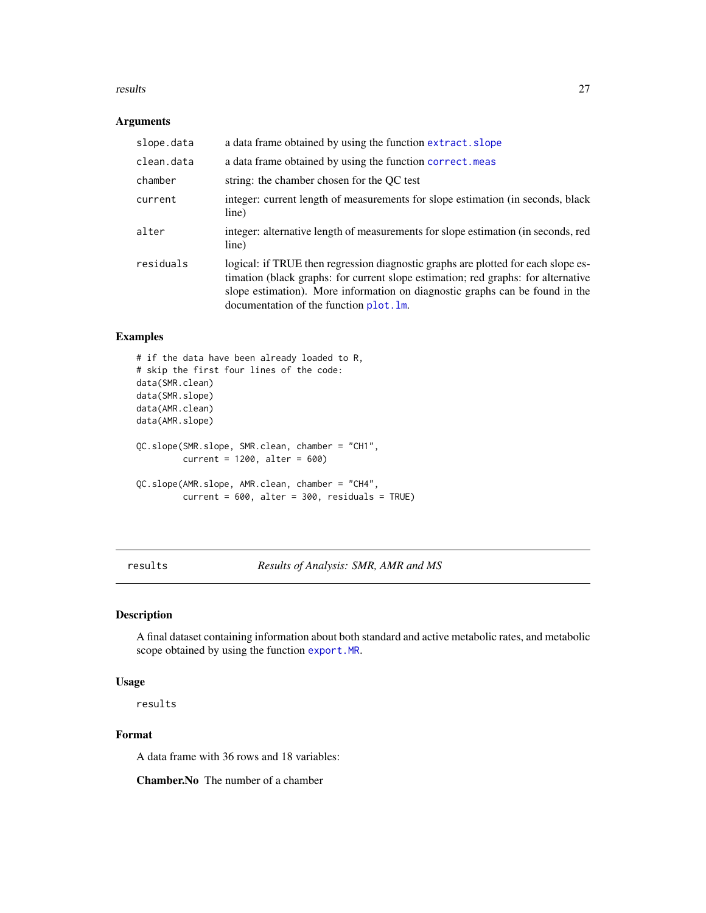### Arguments

| | |
|---|---|
| slope.data | a data frame obtained by using the function extract.slope |
| clean.data | a data frame obtained by using the function correct.meas |
| chamber | string: the chamber chosen for the QC test |
| current | integer: current length of measurements for slope estimation (in seconds, black line) |
| alter | integer: alternative length of measurements for slope estimation (in seconds, red line) |
| residuals | logical: if TRUE then regression diagnostic graphs are plotted for each slope estimation (black graphs: for current slope estimation; red graphs: for alternative slope estimation). More information on diagnostic graphs can be found in the documentation of the function plot.lm. |

### Examples

```
# if the data have been already loaded to R,
# skip the first four lines of the code:
data(SMR.clean)
data(SMR.slope)
data(AMR.clean)
data(AMR.slope)

QC.slope(SMR.slope, SMR.clean, chamber = "CH1",
         current = 1200, alter = 600)

QC.slope(AMR.slope, AMR.clean, chamber = "CH4",
         current = 600, alter = 300, residuals = TRUE)
```

---

## results — *Results of Analysis: SMR, AMR and MS*

### Description

A final dataset containing information about both standard and active metabolic rates, and metabolic scope obtained by using the function export.MR.

### Usage

```
results
```

### Format

A data frame with 36 rows and 18 variables:

**Chamber.No** The number of a chamber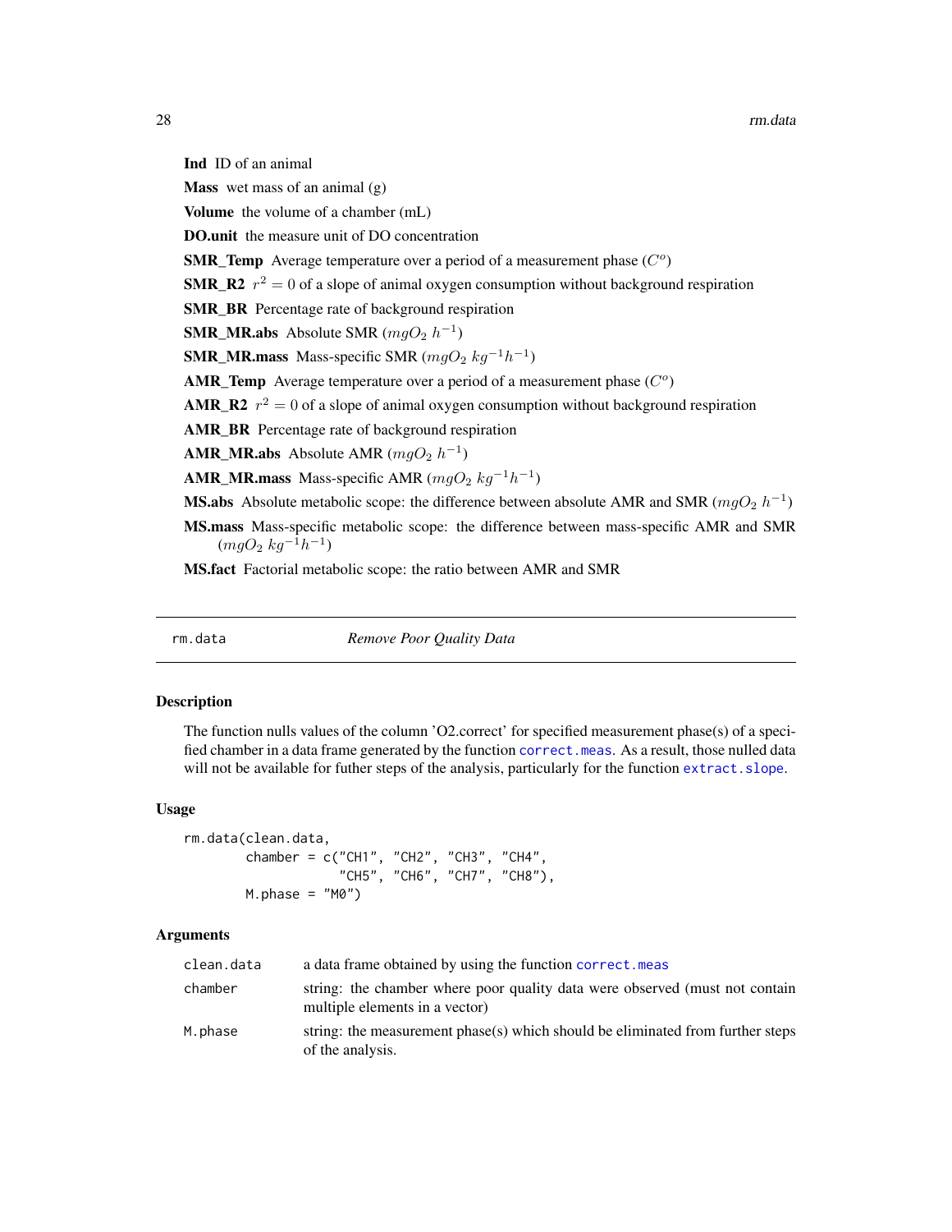**Ind** ID of an animal

**Mass** wet mass of an animal (g)

**Volume** the volume of a chamber (mL)

**DO.unit** the measure unit of DO concentration

**SMR_Temp** Average temperature over a period of a measurement phase ($C^o$)

**SMR_R2** $r^2 = 0$ of a slope of animal oxygen consumption without background respiration

**SMR_BR** Percentage rate of background respiration

**SMR_MR.abs** Absolute SMR ($mgO_2\ h^{-1}$)

**SMR_MR.mass** Mass-specific SMR ($mgO_2\ kg^{-1}h^{-1}$)

**AMR_Temp** Average temperature over a period of a measurement phase ($C^o$)

**AMR_R2** $r^2 = 0$ of a slope of animal oxygen consumption without background respiration

**AMR_BR** Percentage rate of background respiration

**AMR_MR.abs** Absolute AMR ($mgO_2\ h^{-1}$)

**AMR_MR.mass** Mass-specific AMR ($mgO_2\ kg^{-1}h^{-1}$)

**MS.abs** Absolute metabolic scope: the difference between absolute AMR and SMR ($mgO_2\ h^{-1}$)

**MS.mass** Mass-specific metabolic scope: the difference between mass-specific AMR and SMR ($mgO_2\ kg^{-1}h^{-1}$)

**MS.fact** Factorial metabolic scope: the ratio between AMR and SMR

---

## rm.data — *Remove Poor Quality Data*

### Description

The function nulls values of the column 'O2.correct' for specified measurement phase(s) of a specified chamber in a data frame generated by the function `correct.meas`. As a result, those nulled data will not be available for futher steps of the analysis, particularly for the function `extract.slope`.

### Usage

```
rm.data(clean.data,
        chamber = c("CH1", "CH2", "CH3", "CH4",
                    "CH5", "CH6", "CH7", "CH8"),
        M.phase = "M0")
```

### Arguments

| | |
|---|---|
| `clean.data` | a data frame obtained by using the function `correct.meas` |
| `chamber` | string: the chamber where poor quality data were observed (must not contain multiple elements in a vector) |
| `M.phase` | string: the measurement phase(s) which should be eliminated from further steps of the analysis. |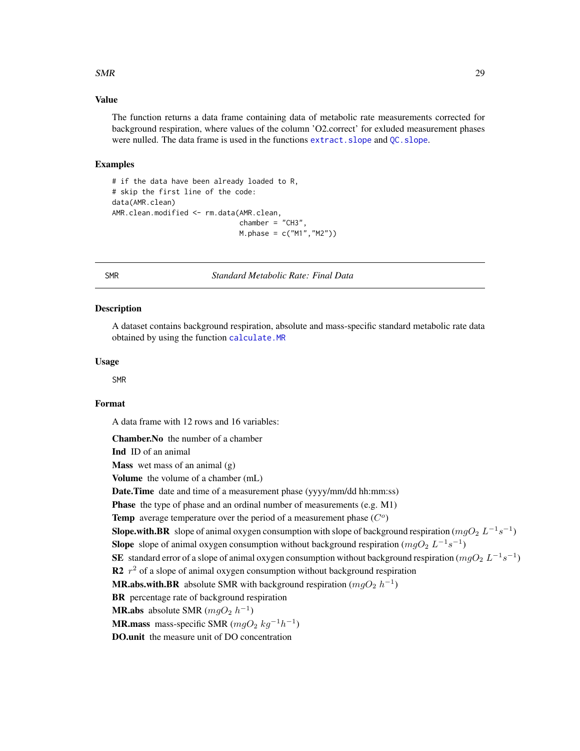### Value

The function returns a data frame containing data of metabolic rate measurements corrected for background respiration, where values of the column 'O2.correct' for exluded measurement phases were nulled. The data frame is used in the functions extract.slope and QC.slope.

### Examples

```
# if the data have been already loaded to R,
# skip the first line of the code:
data(AMR.clean)
AMR.clean.modified <- rm.data(AMR.clean,
                              chamber = "CH3",
                              M.phase = c("M1","M2"))
```

---

## SMR — *Standard Metabolic Rate: Final Data*

### Description

A dataset contains background respiration, absolute and mass-specific standard metabolic rate data obtained by using the function calculate.MR

### Usage

```
SMR
```

### Format

A data frame with 12 rows and 16 variables:

- **Chamber.No** the number of a chamber
- **Ind** ID of an animal
- **Mass** wet mass of an animal (g)
- **Volume** the volume of a chamber (mL)
- **Date.Time** date and time of a measurement phase (yyyy/mm/dd hh:mm:ss)
- **Phase** the type of phase and an ordinal number of measurements (e.g. M1)
- **Temp** average temperature over the period of a measurement phase ($C^o$)
- **Slope.with.BR** slope of animal oxygen consumption with slope of background respiration ($mgO_2\ L^{-1}s^{-1}$)
- **Slope** slope of animal oxygen consumption without background respiration ($mgO_2\ L^{-1}s^{-1}$)
- **SE** standard error of a slope of animal oxygen consumption without background respiration ($mgO_2\ L^{-1}s^{-1}$)
- **R2** $r^2$ of a slope of animal oxygen consumption without background respiration
- **MR.abs.with.BR** absolute SMR with background respiration ($mgO_2\ h^{-1}$)
- **BR** percentage rate of background respiration
- **MR.abs** absolute SMR ($mgO_2\ h^{-1}$)
- **MR.mass** mass-specific SMR ($mgO_2\ kg^{-1}h^{-1}$)
- **DO.unit** the measure unit of DO concentration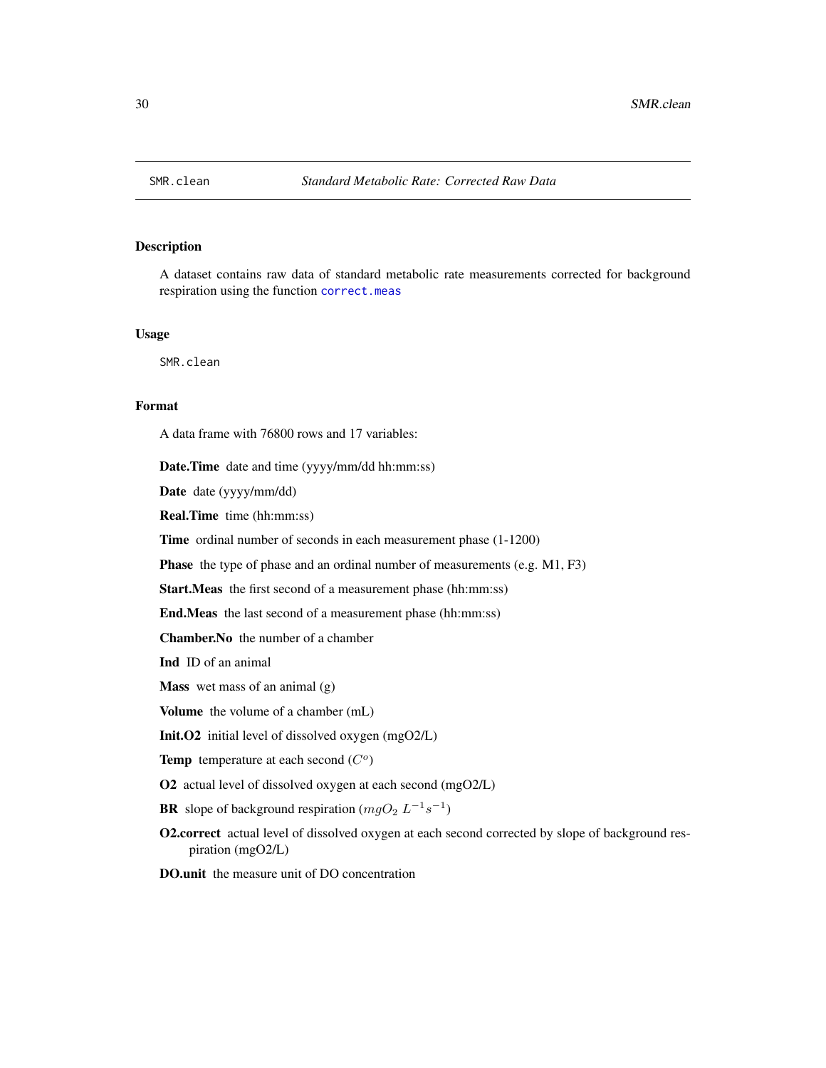SMR.clean    *Standard Metabolic Rate: Corrected Raw Data*

## Description

A dataset contains raw data of standard metabolic rate measurements corrected for background respiration using the function correct.meas

## Usage

```
SMR.clean
```

## Format

A data frame with 76800 rows and 17 variables:

**Date.Time** date and time (yyyy/mm/dd hh:mm:ss)

**Date** date (yyyy/mm/dd)

**Real.Time** time (hh:mm:ss)

**Time** ordinal number of seconds in each measurement phase (1-1200)

**Phase** the type of phase and an ordinal number of measurements (e.g. M1, F3)

**Start.Meas** the first second of a measurement phase (hh:mm:ss)

**End.Meas** the last second of a measurement phase (hh:mm:ss)

**Chamber.No** the number of a chamber

**Ind** ID of an animal

**Mass** wet mass of an animal (g)

**Volume** the volume of a chamber (mL)

**Init.O2** initial level of dissolved oxygen (mgO2/L)

**Temp** temperature at each second ($C^o$)

**O2** actual level of dissolved oxygen at each second (mgO2/L)

**BR** slope of background respiration ($mgO_2\ L^{-1}s^{-1}$)

**O2.correct** actual level of dissolved oxygen at each second corrected by slope of background respiration (mgO2/L)

**DO.unit** the measure unit of DO concentration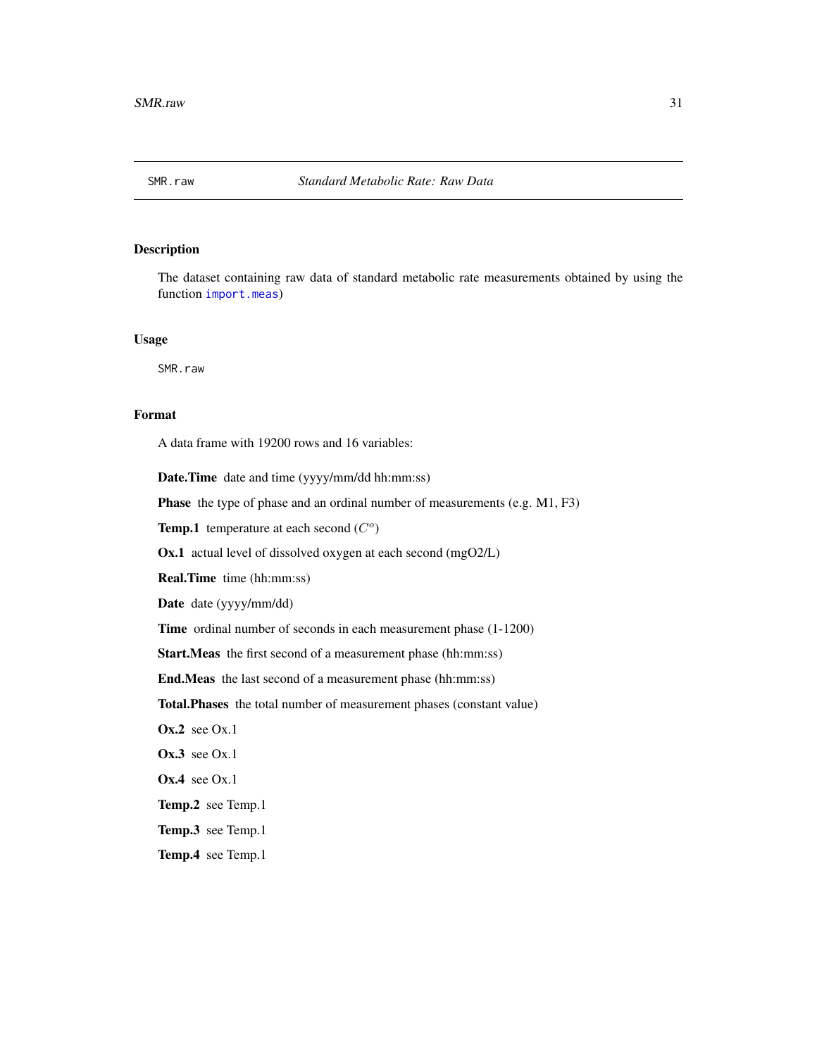# SMR.raw — *Standard Metabolic Rate: Raw Data*

## Description

The dataset containing raw data of standard metabolic rate measurements obtained by using the function `import.meas`)

## Usage

```
SMR.raw
```

## Format

A data frame with 19200 rows and 16 variables:

**Date.Time** date and time (yyyy/mm/dd hh:mm:ss)

**Phase** the type of phase and an ordinal number of measurements (e.g. M1, F3)

**Temp.1** temperature at each second ($C^o$)

**Ox.1** actual level of dissolved oxygen at each second (mgO2/L)

**Real.Time** time (hh:mm:ss)

**Date** date (yyyy/mm/dd)

**Time** ordinal number of seconds in each measurement phase (1-1200)

**Start.Meas** the first second of a measurement phase (hh:mm:ss)

**End.Meas** the last second of a measurement phase (hh:mm:ss)

**Total.Phases** the total number of measurement phases (constant value)

**Ox.2** see Ox.1

**Ox.3** see Ox.1

**Ox.4** see Ox.1

**Temp.2** see Temp.1

**Temp.3** see Temp.1

**Temp.4** see Temp.1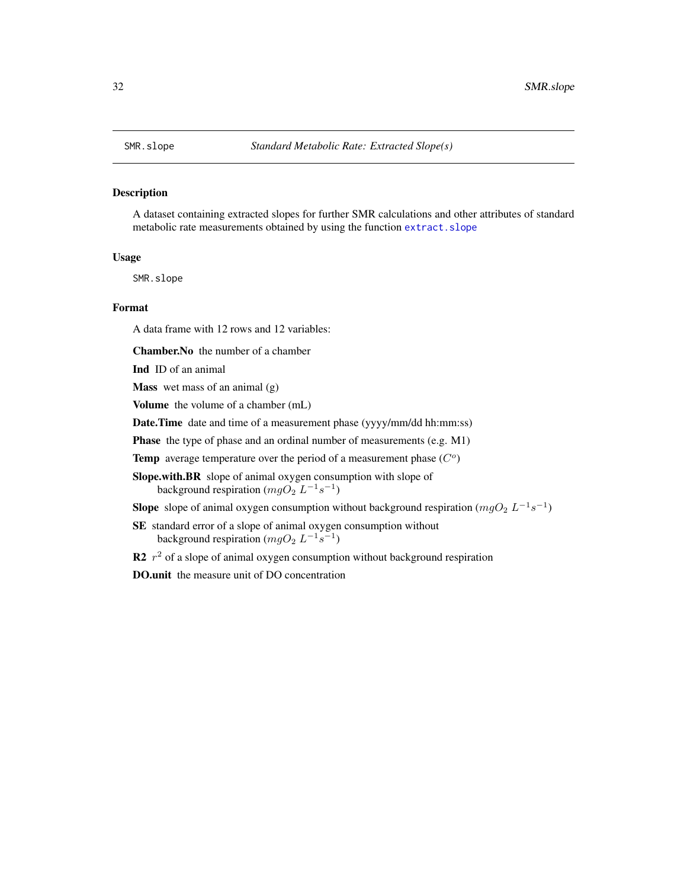SMR.slope *Standard Metabolic Rate: Extracted Slope(s)*

## Description

A dataset containing extracted slopes for further SMR calculations and other attributes of standard metabolic rate measurements obtained by using the function `extract.slope`

## Usage

```
SMR.slope
```

## Format

A data frame with 12 rows and 12 variables:

**Chamber.No** the number of a chamber

**Ind** ID of an animal

**Mass** wet mass of an animal (g)

**Volume** the volume of a chamber (mL)

**Date.Time** date and time of a measurement phase (yyyy/mm/dd hh:mm:ss)

**Phase** the type of phase and an ordinal number of measurements (e.g. M1)

**Temp** average temperature over the period of a measurement phase ($C^o$)

**Slope.with.BR** slope of animal oxygen consumption with slope of background respiration ($mgO_2\ L^{-1}s^{-1}$)

**Slope** slope of animal oxygen consumption without background respiration ($mgO_2\ L^{-1}s^{-1}$)

**SE** standard error of a slope of animal oxygen consumption without background respiration ($mgO_2\ L^{-1}s^{-1}$)

**R2** $r^2$ of a slope of animal oxygen consumption without background respiration

**DO.unit** the measure unit of DO concentration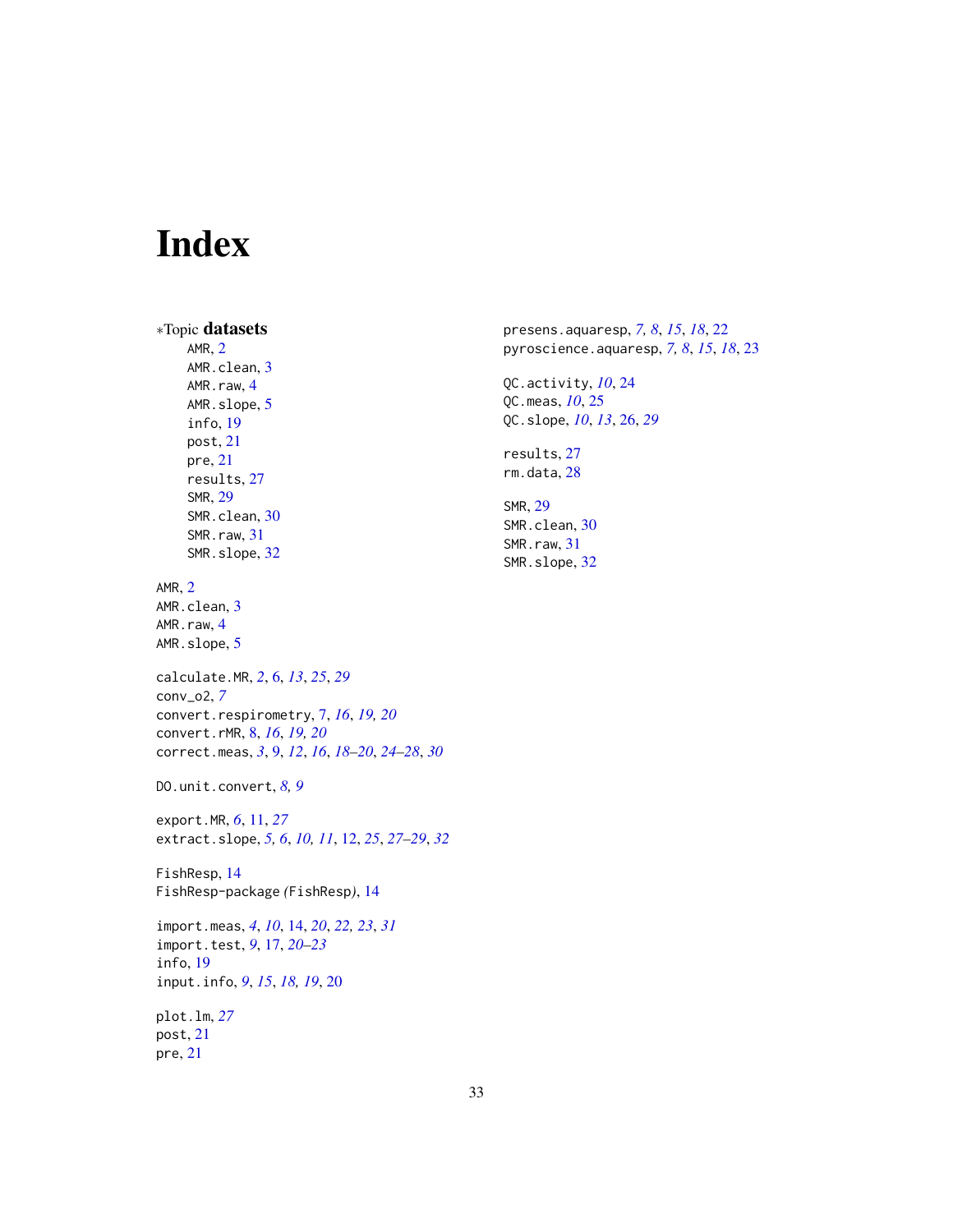# Index

∗Topic **datasets**

- AMR, 2
- AMR.clean, 3
- AMR.raw, 4
- AMR.slope, 5
- info, 19
- post, 21
- pre, 21
- results, 27
- SMR, 29
- SMR.clean, 30
- SMR.raw, 31
- SMR.slope, 32

AMR, 2
AMR.clean, 3
AMR.raw, 4
AMR.slope, 5

calculate.MR, *2*, 6, *13*, *25*, *29*
conv_o2, *7*
convert.respirometry, 7, *16*, *19, 20*
convert.rMR, 8, *16*, *19, 20*
correct.meas, *3*, 9, *12*, *16*, *18–20*, *24–28*, *30*

DO.unit.convert, *8, 9*

export.MR, *6*, 11, *27*
extract.slope, *5, 6*, *10, 11*, 12, *25*, *27–29*, *32*

FishResp, 14
FishResp-package *(*FishResp*)*, 14

import.meas, *4*, *10*, 14, *20*, *22, 23*, *31*
import.test, *9*, 17, *20–23*
info, 19
input.info, *9*, *15*, *18, 19*, 20

plot.lm, *27*
post, 21
pre, 21

presens.aquaresp, *7, 8*, *15*, *18*, 22
pyroscience.aquaresp, *7, 8*, *15*, *18*, 23

QC.activity, *10*, 24
QC.meas, *10*, 25
QC.slope, *10*, *13*, 26, *29*

results, 27
rm.data, 28

SMR, 29
SMR.clean, 30
SMR.raw, 31
SMR.slope, 32